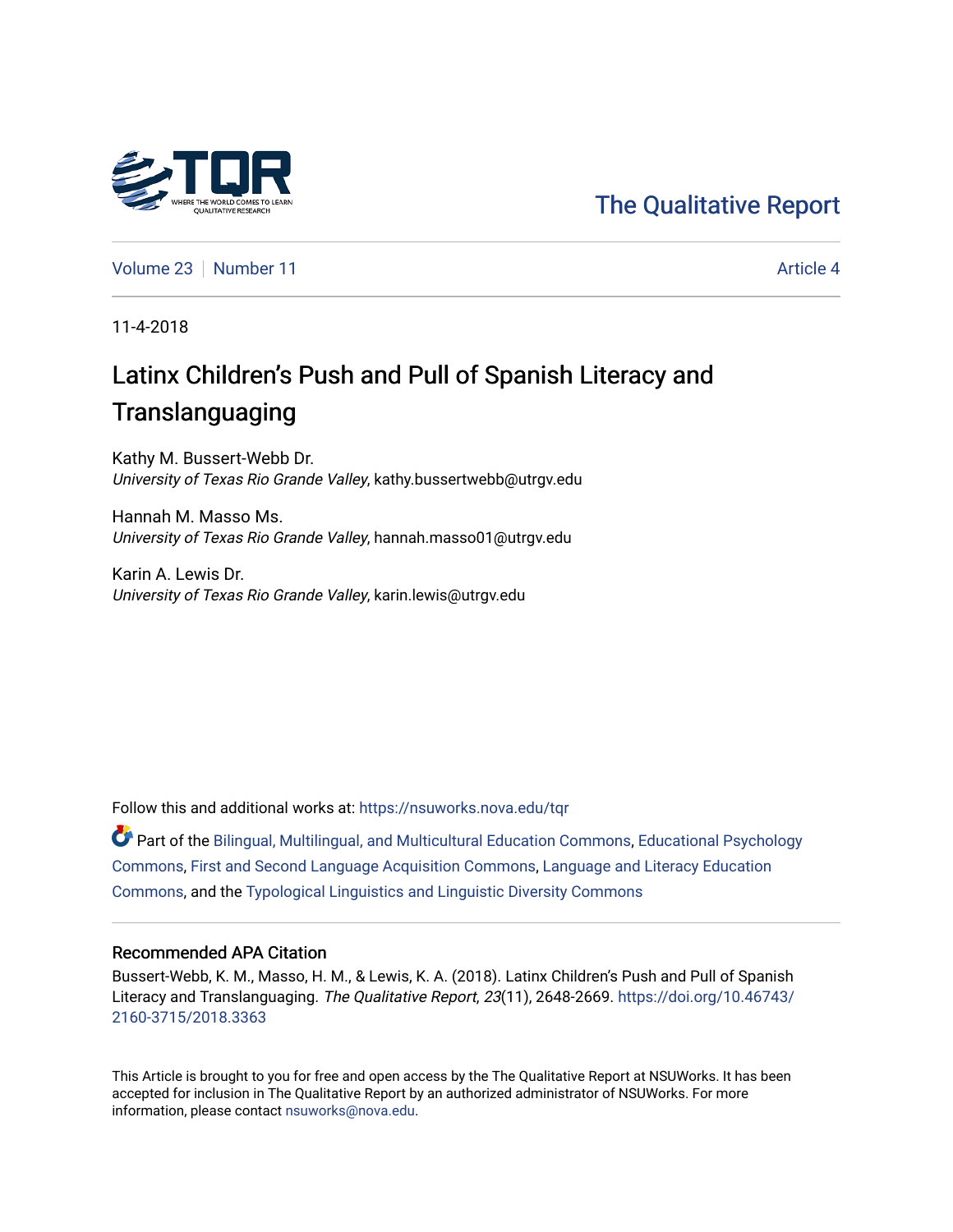The Qualitative Report

Volume 23 | Number 11 | Article 4

11-4-2018

# Latinx Children's Push and Pull of Spanish Literacy and Translanguaging

Kathy M. Bussert-Webb Dr.
*University of Texas Rio Grande Valley*, kathy.bussertwebb@utrgv.edu

Hannah M. Masso Ms.
*University of Texas Rio Grande Valley*, hannah.masso01@utrgv.edu

Karin A. Lewis Dr.
*University of Texas Rio Grande Valley*, karin.lewis@utrgv.edu

Follow this and additional works at: https://nsuworks.nova.edu/tqr

Part of the Bilingual, Multilingual, and Multicultural Education Commons, Educational Psychology Commons, First and Second Language Acquisition Commons, Language and Literacy Education Commons, and the Typological Linguistics and Linguistic Diversity Commons

## Recommended APA Citation

Bussert-Webb, K. M., Masso, H. M., & Lewis, K. A. (2018). Latinx Children's Push and Pull of Spanish Literacy and Translanguaging. *The Qualitative Report*, *23*(11), 2648-2669. https://doi.org/10.46743/2160-3715/2018.3363

This Article is brought to you for free and open access by the The Qualitative Report at NSUWorks. It has been accepted for inclusion in The Qualitative Report by an authorized administrator of NSUWorks. For more information, please contact nsuworks@nova.edu.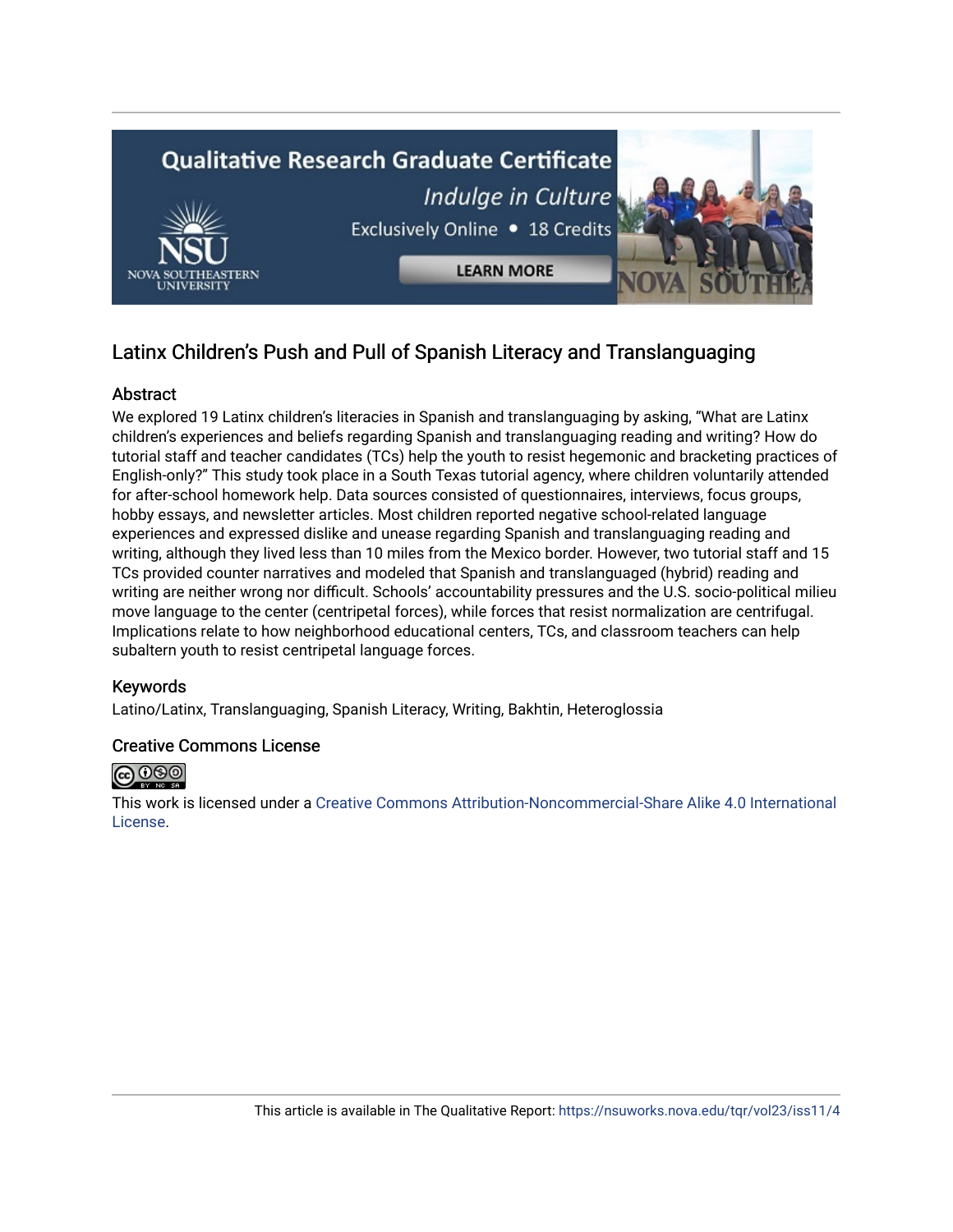# Latinx Children's Push and Pull of Spanish Literacy and Translanguaging

## Abstract

We explored 19 Latinx children's literacies in Spanish and translanguaging by asking, "What are Latinx children's experiences and beliefs regarding Spanish and translanguaging reading and writing? How do tutorial staff and teacher candidates (TCs) help the youth to resist hegemonic and bracketing practices of English-only?" This study took place in a South Texas tutorial agency, where children voluntarily attended for after-school homework help. Data sources consisted of questionnaires, interviews, focus groups, hobby essays, and newsletter articles. Most children reported negative school-related language experiences and expressed dislike and unease regarding Spanish and translanguaging reading and writing, although they lived less than 10 miles from the Mexico border. However, two tutorial staff and 15 TCs provided counter narratives and modeled that Spanish and translanguaged (hybrid) reading and writing are neither wrong nor difficult. Schools' accountability pressures and the U.S. socio-political milieu move language to the center (centripetal forces), while forces that resist normalization are centrifugal. Implications relate to how neighborhood educational centers, TCs, and classroom teachers can help subaltern youth to resist centripetal language forces.

## Keywords

Latino/Latinx, Translanguaging, Spanish Literacy, Writing, Bakhtin, Heteroglossia

## Creative Commons License

This work is licensed under a Creative Commons Attribution-Noncommercial-Share Alike 4.0 International License.

This article is available in The Qualitative Report: https://nsuworks.nova.edu/tqr/vol23/iss11/4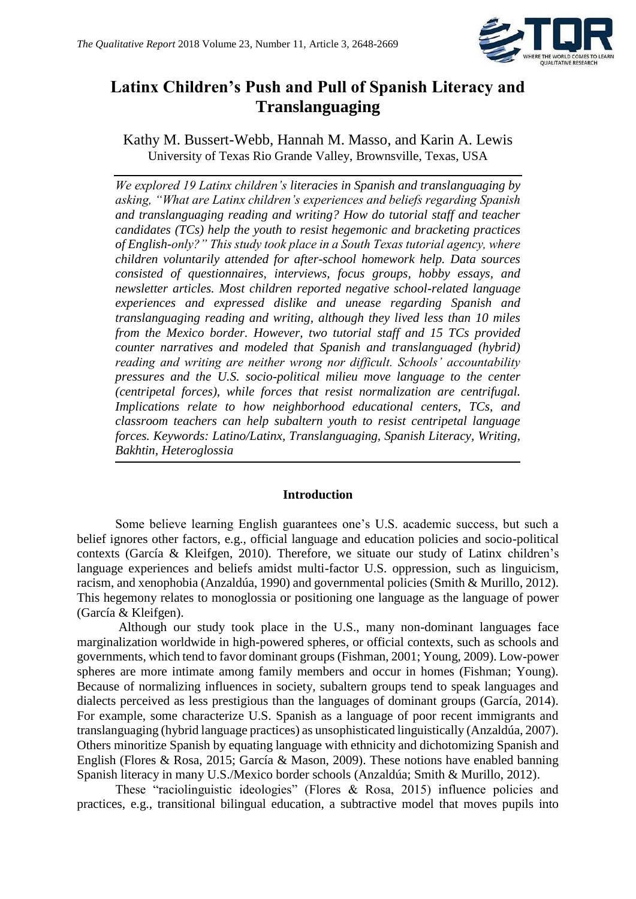# Latinx Children's Push and Pull of Spanish Literacy and Translanguaging

Kathy M. Bussert-Webb, Hannah M. Masso, and Karin A. Lewis
University of Texas Rio Grande Valley, Brownsville, Texas, USA

*We explored 19 Latinx children's literacies in Spanish and translanguaging by asking, "What are Latinx children's experiences and beliefs regarding Spanish and translanguaging reading and writing? How do tutorial staff and teacher candidates (TCs) help the youth to resist hegemonic and bracketing practices of English-only?" This study took place in a South Texas tutorial agency, where children voluntarily attended for after-school homework help. Data sources consisted of questionnaires, interviews, focus groups, hobby essays, and newsletter articles. Most children reported negative school-related language experiences and expressed dislike and unease regarding Spanish and translanguaging reading and writing, although they lived less than 10 miles from the Mexico border. However, two tutorial staff and 15 TCs provided counter narratives and modeled that Spanish and translanguaged (hybrid) reading and writing are neither wrong nor difficult. Schools' accountability pressures and the U.S. socio-political milieu move language to the center (centripetal forces), while forces that resist normalization are centrifugal. Implications relate to how neighborhood educational centers, TCs, and classroom teachers can help subaltern youth to resist centripetal language forces. Keywords: Latino/Latinx, Translanguaging, Spanish Literacy, Writing, Bakhtin, Heteroglossia*

## Introduction

Some believe learning English guarantees one's U.S. academic success, but such a belief ignores other factors, e.g., official language and education policies and socio-political contexts (García & Kleifgen, 2010). Therefore, we situate our study of Latinx children's language experiences and beliefs amidst multi-factor U.S. oppression, such as linguicism, racism, and xenophobia (Anzaldúa, 1990) and governmental policies (Smith & Murillo, 2012). This hegemony relates to monoglossia or positioning one language as the language of power (García & Kleifgen).

Although our study took place in the U.S., many non-dominant languages face marginalization worldwide in high-powered spheres, or official contexts, such as schools and governments, which tend to favor dominant groups (Fishman, 2001; Young, 2009). Low-power spheres are more intimate among family members and occur in homes (Fishman; Young). Because of normalizing influences in society, subaltern groups tend to speak languages and dialects perceived as less prestigious than the languages of dominant groups (García, 2014). For example, some characterize U.S. Spanish as a language of poor recent immigrants and translanguaging (hybrid language practices) as unsophisticated linguistically (Anzaldúa, 2007). Others minoritize Spanish by equating language with ethnicity and dichotomizing Spanish and English (Flores & Rosa, 2015; García & Mason, 2009). These notions have enabled banning Spanish literacy in many U.S./Mexico border schools (Anzaldúa; Smith & Murillo, 2012).

These "raciolinguistic ideologies" (Flores & Rosa, 2015) influence policies and practices, e.g., transitional bilingual education, a subtractive model that moves pupils into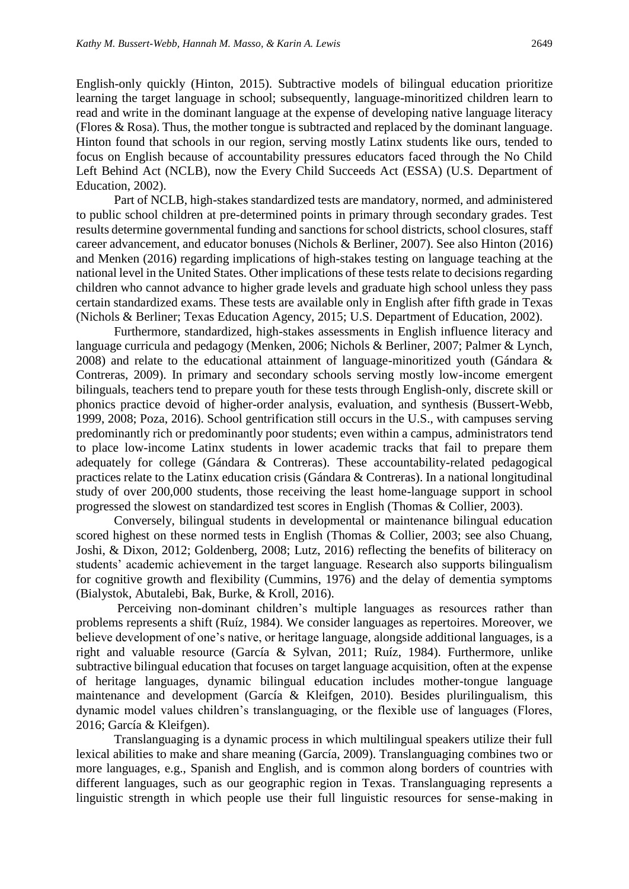English-only quickly (Hinton, 2015). Subtractive models of bilingual education prioritize learning the target language in school; subsequently, language-minoritized children learn to read and write in the dominant language at the expense of developing native language literacy (Flores & Rosa). Thus, the mother tongue is subtracted and replaced by the dominant language. Hinton found that schools in our region, serving mostly Latinx students like ours, tended to focus on English because of accountability pressures educators faced through the No Child Left Behind Act (NCLB), now the Every Child Succeeds Act (ESSA) (U.S. Department of Education, 2002).

Part of NCLB, high-stakes standardized tests are mandatory, normed, and administered to public school children at pre-determined points in primary through secondary grades. Test results determine governmental funding and sanctions for school districts, school closures, staff career advancement, and educator bonuses (Nichols & Berliner, 2007). See also Hinton (2016) and Menken (2016) regarding implications of high-stakes testing on language teaching at the national level in the United States. Other implications of these tests relate to decisions regarding children who cannot advance to higher grade levels and graduate high school unless they pass certain standardized exams. These tests are available only in English after fifth grade in Texas (Nichols & Berliner; Texas Education Agency, 2015; U.S. Department of Education, 2002).

Furthermore, standardized, high-stakes assessments in English influence literacy and language curricula and pedagogy (Menken, 2006; Nichols & Berliner, 2007; Palmer & Lynch, 2008) and relate to the educational attainment of language-minoritized youth (Gándara & Contreras, 2009). In primary and secondary schools serving mostly low-income emergent bilinguals, teachers tend to prepare youth for these tests through English-only, discrete skill or phonics practice devoid of higher-order analysis, evaluation, and synthesis (Bussert-Webb, 1999, 2008; Poza, 2016). School gentrification still occurs in the U.S., with campuses serving predominantly rich or predominantly poor students; even within a campus, administrators tend to place low-income Latinx students in lower academic tracks that fail to prepare them adequately for college (Gándara & Contreras). These accountability-related pedagogical practices relate to the Latinx education crisis (Gándara & Contreras). In a national longitudinal study of over 200,000 students, those receiving the least home-language support in school progressed the slowest on standardized test scores in English (Thomas & Collier, 2003).

Conversely, bilingual students in developmental or maintenance bilingual education scored highest on these normed tests in English (Thomas & Collier, 2003; see also Chuang, Joshi, & Dixon, 2012; Goldenberg, 2008; Lutz, 2016) reflecting the benefits of biliteracy on students' academic achievement in the target language. Research also supports bilingualism for cognitive growth and flexibility (Cummins, 1976) and the delay of dementia symptoms (Bialystok, Abutalebi, Bak, Burke, & Kroll, 2016).

Perceiving non-dominant children's multiple languages as resources rather than problems represents a shift (Ruíz, 1984). We consider languages as repertoires. Moreover, we believe development of one's native, or heritage language, alongside additional languages, is a right and valuable resource (García & Sylvan, 2011; Ruíz, 1984). Furthermore, unlike subtractive bilingual education that focuses on target language acquisition, often at the expense of heritage languages, dynamic bilingual education includes mother-tongue language maintenance and development (García & Kleifgen, 2010). Besides plurilingualism, this dynamic model values children's translanguaging, or the flexible use of languages (Flores, 2016; García & Kleifgen).

Translanguaging is a dynamic process in which multilingual speakers utilize their full lexical abilities to make and share meaning (García, 2009). Translanguaging combines two or more languages, e.g., Spanish and English, and is common along borders of countries with different languages, such as our geographic region in Texas. Translanguaging represents a linguistic strength in which people use their full linguistic resources for sense-making in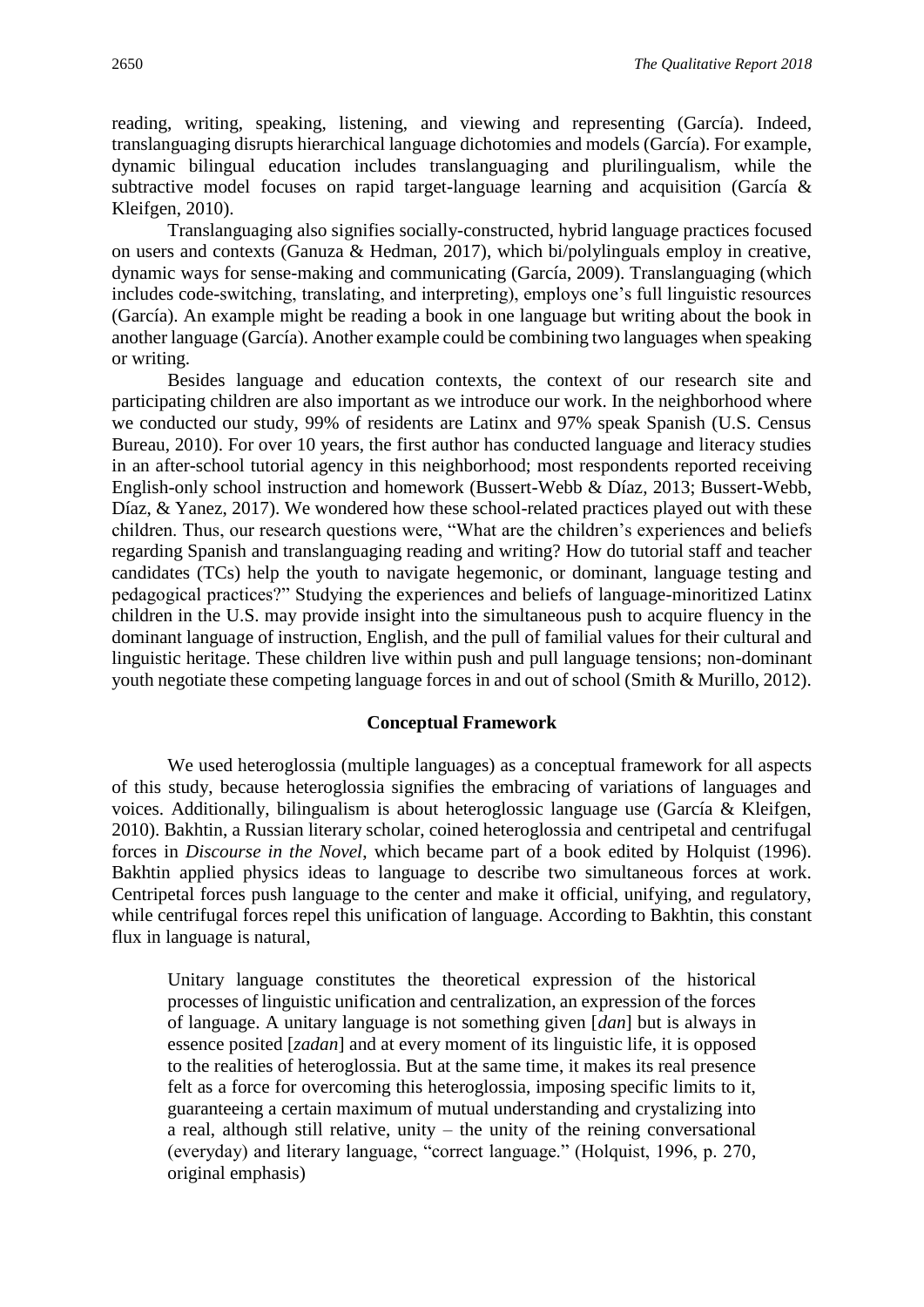reading, writing, speaking, listening, and viewing and representing (García). Indeed, translanguaging disrupts hierarchical language dichotomies and models (García). For example, dynamic bilingual education includes translanguaging and plurilingualism, while the subtractive model focuses on rapid target-language learning and acquisition (García & Kleifgen, 2010).

Translanguaging also signifies socially-constructed, hybrid language practices focused on users and contexts (Ganuza & Hedman, 2017), which bi/polylinguals employ in creative, dynamic ways for sense-making and communicating (García, 2009). Translanguaging (which includes code-switching, translating, and interpreting), employs one's full linguistic resources (García). An example might be reading a book in one language but writing about the book in another language (García). Another example could be combining two languages when speaking or writing.

Besides language and education contexts, the context of our research site and participating children are also important as we introduce our work. In the neighborhood where we conducted our study, 99% of residents are Latinx and 97% speak Spanish (U.S. Census Bureau, 2010). For over 10 years, the first author has conducted language and literacy studies in an after-school tutorial agency in this neighborhood; most respondents reported receiving English-only school instruction and homework (Bussert-Webb & Díaz, 2013; Bussert-Webb, Díaz, & Yanez, 2017). We wondered how these school-related practices played out with these children. Thus, our research questions were, "What are the children's experiences and beliefs regarding Spanish and translanguaging reading and writing? How do tutorial staff and teacher candidates (TCs) help the youth to navigate hegemonic, or dominant, language testing and pedagogical practices?" Studying the experiences and beliefs of language-minoritized Latinx children in the U.S. may provide insight into the simultaneous push to acquire fluency in the dominant language of instruction, English, and the pull of familial values for their cultural and linguistic heritage. These children live within push and pull language tensions; non-dominant youth negotiate these competing language forces in and out of school (Smith & Murillo, 2012).

## Conceptual Framework

We used heteroglossia (multiple languages) as a conceptual framework for all aspects of this study, because heteroglossia signifies the embracing of variations of languages and voices. Additionally, bilingualism is about heteroglossic language use (García & Kleifgen, 2010). Bakhtin, a Russian literary scholar, coined heteroglossia and centripetal and centrifugal forces in *Discourse in the Novel*, which became part of a book edited by Holquist (1996). Bakhtin applied physics ideas to language to describe two simultaneous forces at work. Centripetal forces push language to the center and make it official, unifying, and regulatory, while centrifugal forces repel this unification of language. According to Bakhtin, this constant flux in language is natural,

> Unitary language constitutes the theoretical expression of the historical processes of linguistic unification and centralization, an expression of the forces of language. A unitary language is not something given [*dan*] but is always in essence posited [*zadan*] and at every moment of its linguistic life, it is opposed to the realities of heteroglossia. But at the same time, it makes its real presence felt as a force for overcoming this heteroglossia, imposing specific limits to it, guaranteeing a certain maximum of mutual understanding and crystalizing into a real, although still relative, unity – the unity of the reining conversational (everyday) and literary language, "correct language." (Holquist, 1996, p. 270, original emphasis)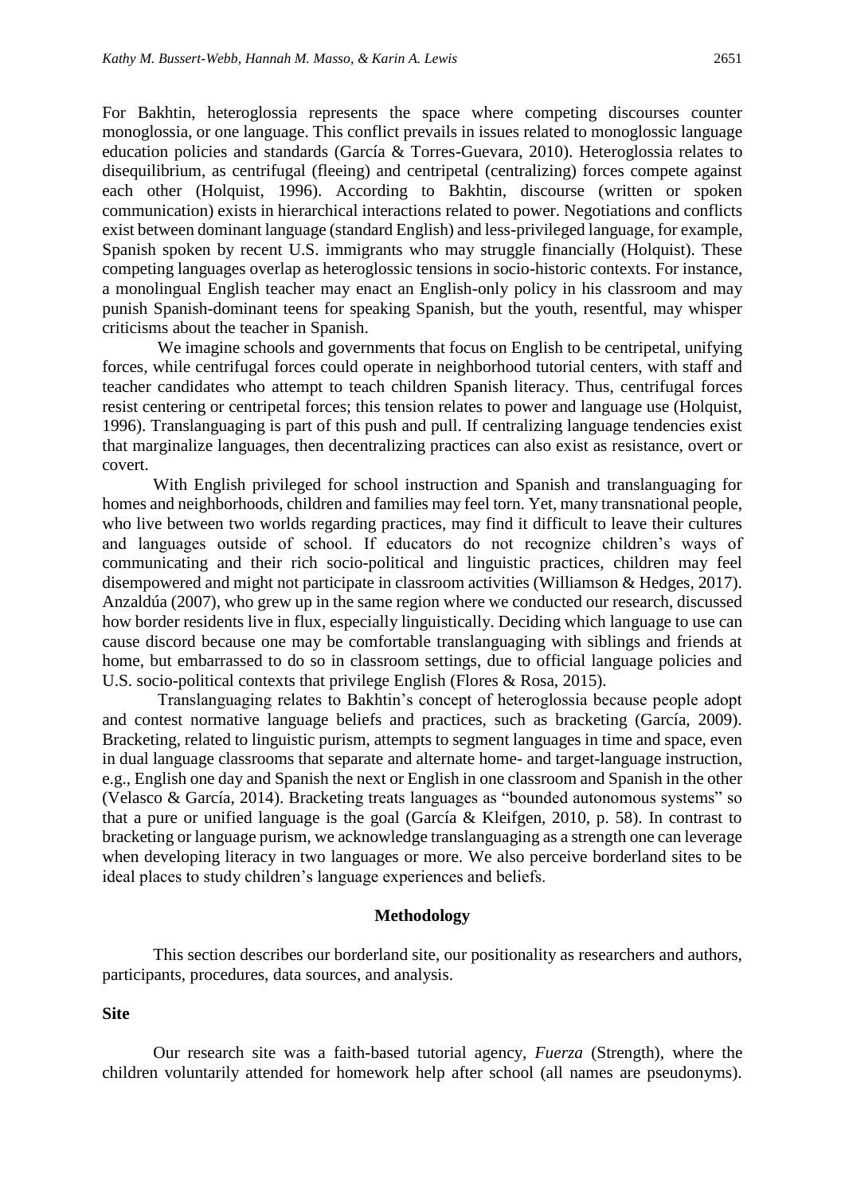For Bakhtin, heteroglossia represents the space where competing discourses counter monoglossia, or one language. This conflict prevails in issues related to monoglossic language education policies and standards (García & Torres-Guevara, 2010). Heteroglossia relates to disequilibrium, as centrifugal (fleeing) and centripetal (centralizing) forces compete against each other (Holquist, 1996). According to Bakhtin, discourse (written or spoken communication) exists in hierarchical interactions related to power. Negotiations and conflicts exist between dominant language (standard English) and less-privileged language, for example, Spanish spoken by recent U.S. immigrants who may struggle financially (Holquist). These competing languages overlap as heteroglossic tensions in socio-historic contexts. For instance, a monolingual English teacher may enact an English-only policy in his classroom and may punish Spanish-dominant teens for speaking Spanish, but the youth, resentful, may whisper criticisms about the teacher in Spanish.

We imagine schools and governments that focus on English to be centripetal, unifying forces, while centrifugal forces could operate in neighborhood tutorial centers, with staff and teacher candidates who attempt to teach children Spanish literacy. Thus, centrifugal forces resist centering or centripetal forces; this tension relates to power and language use (Holquist, 1996). Translanguaging is part of this push and pull. If centralizing language tendencies exist that marginalize languages, then decentralizing practices can also exist as resistance, overt or covert.

With English privileged for school instruction and Spanish and translanguaging for homes and neighborhoods, children and families may feel torn. Yet, many transnational people, who live between two worlds regarding practices, may find it difficult to leave their cultures and languages outside of school. If educators do not recognize children's ways of communicating and their rich socio-political and linguistic practices, children may feel disempowered and might not participate in classroom activities (Williamson & Hedges, 2017). Anzaldúa (2007), who grew up in the same region where we conducted our research, discussed how border residents live in flux, especially linguistically. Deciding which language to use can cause discord because one may be comfortable translanguaging with siblings and friends at home, but embarrassed to do so in classroom settings, due to official language policies and U.S. socio-political contexts that privilege English (Flores & Rosa, 2015).

Translanguaging relates to Bakhtin's concept of heteroglossia because people adopt and contest normative language beliefs and practices, such as bracketing (García, 2009). Bracketing, related to linguistic purism, attempts to segment languages in time and space, even in dual language classrooms that separate and alternate home- and target-language instruction, e.g., English one day and Spanish the next or English in one classroom and Spanish in the other (Velasco & García, 2014). Bracketing treats languages as "bounded autonomous systems" so that a pure or unified language is the goal (García & Kleifgen, 2010, p. 58). In contrast to bracketing or language purism, we acknowledge translanguaging as a strength one can leverage when developing literacy in two languages or more. We also perceive borderland sites to be ideal places to study children's language experiences and beliefs.

## Methodology

This section describes our borderland site, our positionality as researchers and authors, participants, procedures, data sources, and analysis.

### Site

Our research site was a faith-based tutorial agency, *Fuerza* (Strength), where the children voluntarily attended for homework help after school (all names are pseudonyms).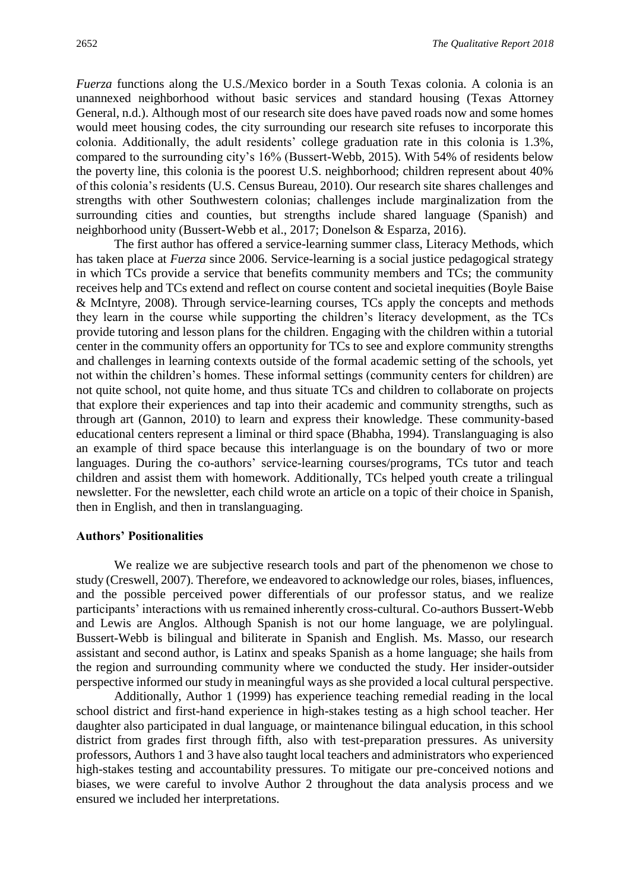*Fuerza* functions along the U.S./Mexico border in a South Texas colonia. A colonia is an unannexed neighborhood without basic services and standard housing (Texas Attorney General, n.d.). Although most of our research site does have paved roads now and some homes would meet housing codes, the city surrounding our research site refuses to incorporate this colonia. Additionally, the adult residents' college graduation rate in this colonia is 1.3%, compared to the surrounding city's 16% (Bussert-Webb, 2015). With 54% of residents below the poverty line, this colonia is the poorest U.S. neighborhood; children represent about 40% of this colonia's residents (U.S. Census Bureau, 2010). Our research site shares challenges and strengths with other Southwestern colonias; challenges include marginalization from the surrounding cities and counties, but strengths include shared language (Spanish) and neighborhood unity (Bussert-Webb et al., 2017; Donelson & Esparza, 2016).

The first author has offered a service-learning summer class, Literacy Methods, which has taken place at *Fuerza* since 2006. Service-learning is a social justice pedagogical strategy in which TCs provide a service that benefits community members and TCs; the community receives help and TCs extend and reflect on course content and societal inequities (Boyle Baise & McIntyre, 2008). Through service-learning courses, TCs apply the concepts and methods they learn in the course while supporting the children's literacy development, as the TCs provide tutoring and lesson plans for the children. Engaging with the children within a tutorial center in the community offers an opportunity for TCs to see and explore community strengths and challenges in learning contexts outside of the formal academic setting of the schools, yet not within the children's homes. These informal settings (community centers for children) are not quite school, not quite home, and thus situate TCs and children to collaborate on projects that explore their experiences and tap into their academic and community strengths, such as through art (Gannon, 2010) to learn and express their knowledge. These community-based educational centers represent a liminal or third space (Bhabha, 1994). Translanguaging is also an example of third space because this interlanguage is on the boundary of two or more languages. During the co-authors' service-learning courses/programs, TCs tutor and teach children and assist them with homework. Additionally, TCs helped youth create a trilingual newsletter. For the newsletter, each child wrote an article on a topic of their choice in Spanish, then in English, and then in translanguaging.

### Authors' Positionalities

We realize we are subjective research tools and part of the phenomenon we chose to study (Creswell, 2007). Therefore, we endeavored to acknowledge our roles, biases, influences, and the possible perceived power differentials of our professor status, and we realize participants' interactions with us remained inherently cross-cultural. Co-authors Bussert-Webb and Lewis are Anglos. Although Spanish is not our home language, we are polylingual. Bussert-Webb is bilingual and biliterate in Spanish and English. Ms. Masso, our research assistant and second author, is Latinx and speaks Spanish as a home language; she hails from the region and surrounding community where we conducted the study. Her insider-outsider perspective informed our study in meaningful ways as she provided a local cultural perspective.

Additionally, Author 1 (1999) has experience teaching remedial reading in the local school district and first-hand experience in high-stakes testing as a high school teacher. Her daughter also participated in dual language, or maintenance bilingual education, in this school district from grades first through fifth, also with test-preparation pressures. As university professors, Authors 1 and 3 have also taught local teachers and administrators who experienced high-stakes testing and accountability pressures. To mitigate our pre-conceived notions and biases, we were careful to involve Author 2 throughout the data analysis process and we ensured we included her interpretations.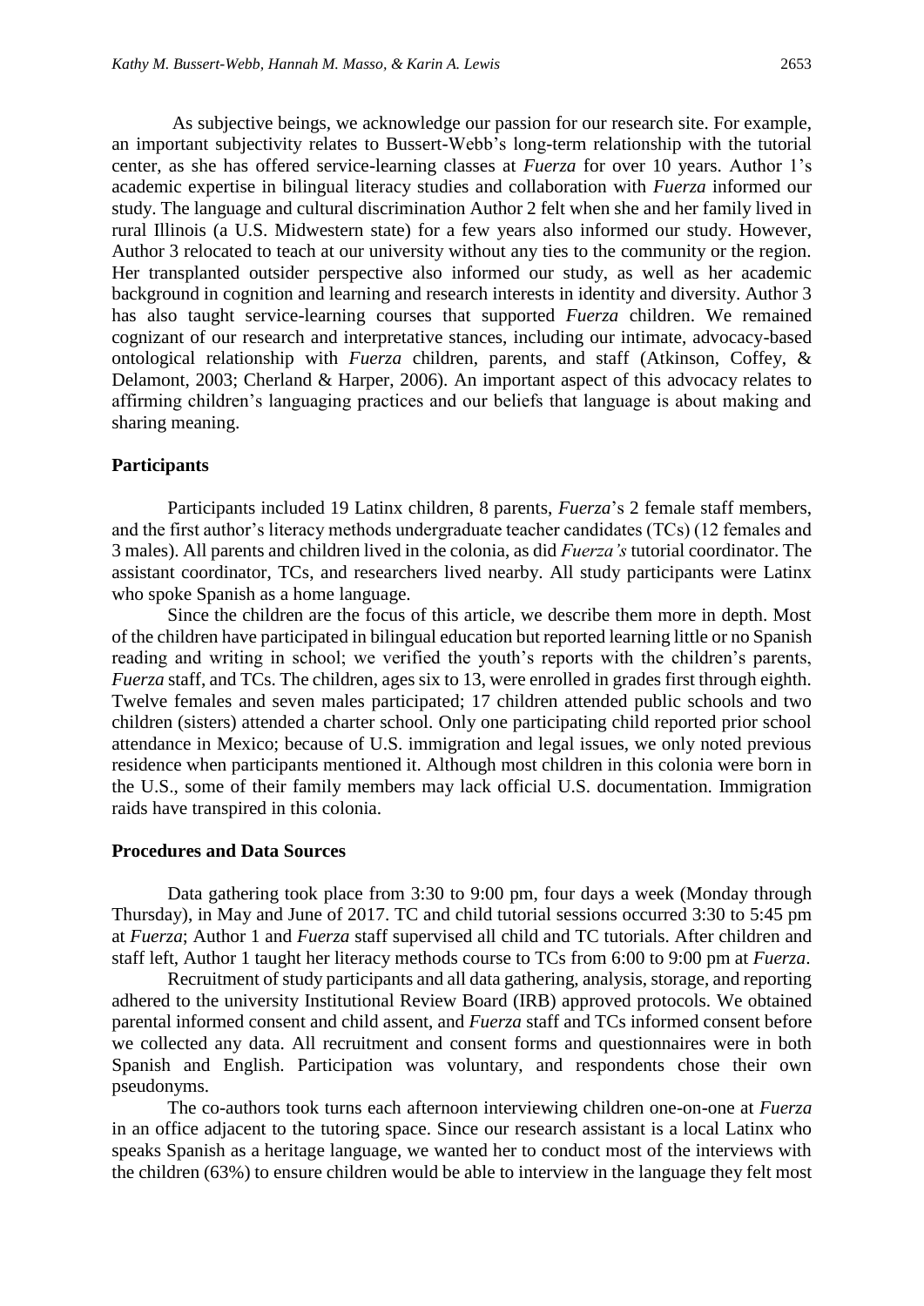As subjective beings, we acknowledge our passion for our research site. For example, an important subjectivity relates to Bussert-Webb's long-term relationship with the tutorial center, as she has offered service-learning classes at *Fuerza* for over 10 years. Author 1's academic expertise in bilingual literacy studies and collaboration with *Fuerza* informed our study. The language and cultural discrimination Author 2 felt when she and her family lived in rural Illinois (a U.S. Midwestern state) for a few years also informed our study. However, Author 3 relocated to teach at our university without any ties to the community or the region. Her transplanted outsider perspective also informed our study, as well as her academic background in cognition and learning and research interests in identity and diversity. Author 3 has also taught service-learning courses that supported *Fuerza* children. We remained cognizant of our research and interpretative stances, including our intimate, advocacy-based ontological relationship with *Fuerza* children, parents, and staff (Atkinson, Coffey, & Delamont, 2003; Cherland & Harper, 2006). An important aspect of this advocacy relates to affirming children's languaging practices and our beliefs that language is about making and sharing meaning.

### Participants

Participants included 19 Latinx children, 8 parents, *Fuerza*'s 2 female staff members, and the first author's literacy methods undergraduate teacher candidates (TCs) (12 females and 3 males). All parents and children lived in the colonia, as did *Fuerza's* tutorial coordinator. The assistant coordinator, TCs, and researchers lived nearby. All study participants were Latinx who spoke Spanish as a home language.

Since the children are the focus of this article, we describe them more in depth. Most of the children have participated in bilingual education but reported learning little or no Spanish reading and writing in school; we verified the youth's reports with the children's parents, *Fuerza* staff, and TCs. The children, ages six to 13, were enrolled in grades first through eighth. Twelve females and seven males participated; 17 children attended public schools and two children (sisters) attended a charter school. Only one participating child reported prior school attendance in Mexico; because of U.S. immigration and legal issues, we only noted previous residence when participants mentioned it. Although most children in this colonia were born in the U.S., some of their family members may lack official U.S. documentation. Immigration raids have transpired in this colonia.

### Procedures and Data Sources

Data gathering took place from 3:30 to 9:00 pm, four days a week (Monday through Thursday), in May and June of 2017. TC and child tutorial sessions occurred 3:30 to 5:45 pm at *Fuerza*; Author 1 and *Fuerza* staff supervised all child and TC tutorials. After children and staff left, Author 1 taught her literacy methods course to TCs from 6:00 to 9:00 pm at *Fuerza*.

Recruitment of study participants and all data gathering, analysis, storage, and reporting adhered to the university Institutional Review Board (IRB) approved protocols. We obtained parental informed consent and child assent, and *Fuerza* staff and TCs informed consent before we collected any data. All recruitment and consent forms and questionnaires were in both Spanish and English. Participation was voluntary, and respondents chose their own pseudonyms.

The co-authors took turns each afternoon interviewing children one-on-one at *Fuerza* in an office adjacent to the tutoring space. Since our research assistant is a local Latinx who speaks Spanish as a heritage language, we wanted her to conduct most of the interviews with the children (63%) to ensure children would be able to interview in the language they felt most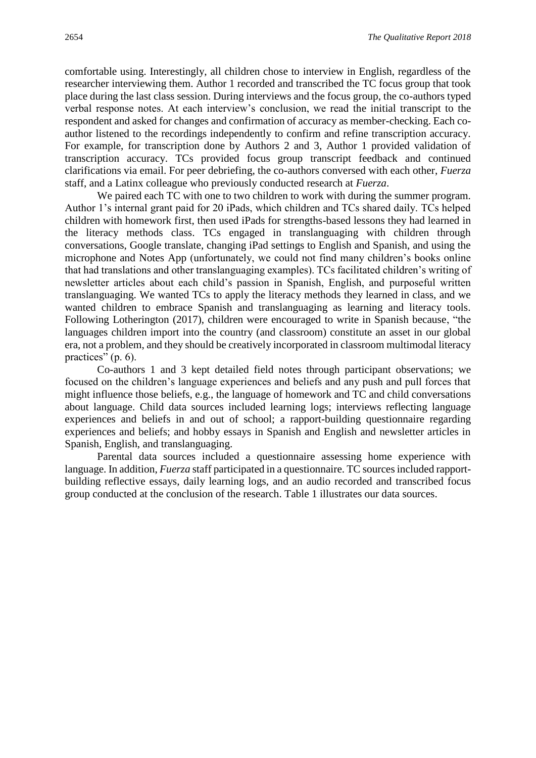comfortable using. Interestingly, all children chose to interview in English, regardless of the researcher interviewing them. Author 1 recorded and transcribed the TC focus group that took place during the last class session. During interviews and the focus group, the co-authors typed verbal response notes. At each interview's conclusion, we read the initial transcript to the respondent and asked for changes and confirmation of accuracy as member-checking. Each co-author listened to the recordings independently to confirm and refine transcription accuracy. For example, for transcription done by Authors 2 and 3, Author 1 provided validation of transcription accuracy. TCs provided focus group transcript feedback and continued clarifications via email. For peer debriefing, the co-authors conversed with each other, *Fuerza* staff, and a Latinx colleague who previously conducted research at *Fuerza*.

We paired each TC with one to two children to work with during the summer program. Author 1's internal grant paid for 20 iPads, which children and TCs shared daily. TCs helped children with homework first, then used iPads for strengths-based lessons they had learned in the literacy methods class. TCs engaged in translanguaging with children through conversations, Google translate, changing iPad settings to English and Spanish, and using the microphone and Notes App (unfortunately, we could not find many children's books online that had translations and other translanguaging examples). TCs facilitated children's writing of newsletter articles about each child's passion in Spanish, English, and purposeful written translanguaging. We wanted TCs to apply the literacy methods they learned in class, and we wanted children to embrace Spanish and translanguaging as learning and literacy tools. Following Lotherington (2017), children were encouraged to write in Spanish because, "the languages children import into the country (and classroom) constitute an asset in our global era, not a problem, and they should be creatively incorporated in classroom multimodal literacy practices" (p. 6).

Co-authors 1 and 3 kept detailed field notes through participant observations; we focused on the children's language experiences and beliefs and any push and pull forces that might influence those beliefs, e.g., the language of homework and TC and child conversations about language. Child data sources included learning logs; interviews reflecting language experiences and beliefs in and out of school; a rapport-building questionnaire regarding experiences and beliefs; and hobby essays in Spanish and English and newsletter articles in Spanish, English, and translanguaging.

Parental data sources included a questionnaire assessing home experience with language. In addition, *Fuerza* staff participated in a questionnaire. TC sources included rapport-building reflective essays, daily learning logs, and an audio recorded and transcribed focus group conducted at the conclusion of the research. Table 1 illustrates our data sources.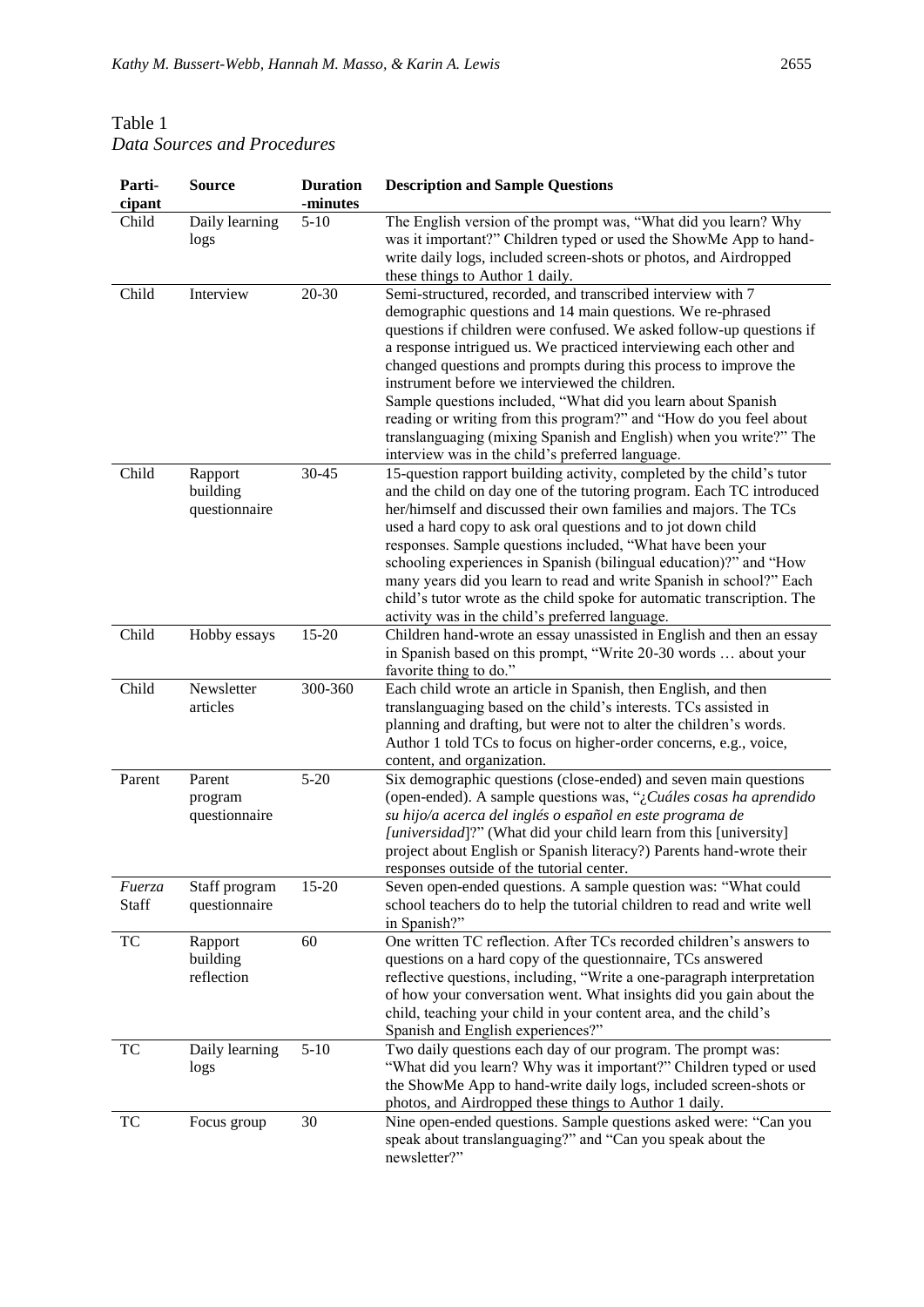Table 1
*Data Sources and Procedures*

| Parti-cipant | Source | Duration -minutes | Description and Sample Questions |
|---|---|---|---|
| Child | Daily learning logs | 5-10 | The English version of the prompt was, "What did you learn? Why was it important?" Children typed or used the ShowMe App to hand-write daily logs, included screen-shots or photos, and Airdropped these things to Author 1 daily. |
| Child | Interview | 20-30 | Semi-structured, recorded, and transcribed interview with 7 demographic questions and 14 main questions. We re-phrased questions if children were confused. We asked follow-up questions if a response intrigued us. We practiced interviewing each other and changed questions and prompts during this process to improve the instrument before we interviewed the children. Sample questions included, "What did you learn about Spanish reading or writing from this program?" and "How do you feel about translanguaging (mixing Spanish and English) when you write?" The interview was in the child's preferred language. |
| Child | Rapport building questionnaire | 30-45 | 15-question rapport building activity, completed by the child's tutor and the child on day one of the tutoring program. Each TC introduced her/himself and discussed their own families and majors. The TCs used a hard copy to ask oral questions and to jot down child responses. Sample questions included, "What have been your schooling experiences in Spanish (bilingual education)?" and "How many years did you learn to read and write Spanish in school?" Each child's tutor wrote as the child spoke for automatic transcription. The activity was in the child's preferred language. |
| Child | Hobby essays | 15-20 | Children hand-wrote an essay unassisted in English and then an essay in Spanish based on this prompt, "Write 20-30 words … about your favorite thing to do." |
| Child | Newsletter articles | 300-360 | Each child wrote an article in Spanish, then English, and then translanguaging based on the child's interests. TCs assisted in planning and drafting, but were not to alter the children's words. Author 1 told TCs to focus on higher-order concerns, e.g., voice, content, and organization. |
| Parent | Parent program questionnaire | 5-20 | Six demographic questions (close-ended) and seven main questions (open-ended). A sample questions was, "*¿Cuáles cosas ha aprendido su hijo/a acerca del inglés o español en este programa de [universidad]*?" (What did your child learn from this [university] project about English or Spanish literacy?) Parents hand-wrote their responses outside of the tutorial center. |
| *Fuerza* Staff | Staff program questionnaire | 15-20 | Seven open-ended questions. A sample question was: "What could school teachers do to help the tutorial children to read and write well in Spanish?" |
| TC | Rapport building reflection | 60 | One written TC reflection. After TCs recorded children's answers to questions on a hard copy of the questionnaire, TCs answered reflective questions, including, "Write a one-paragraph interpretation of how your conversation went. What insights did you gain about the child, teaching your child in your content area, and the child's Spanish and English experiences?" |
| TC | Daily learning logs | 5-10 | Two daily questions each day of our program. The prompt was: "What did you learn? Why was it important?" Children typed or used the ShowMe App to hand-write daily logs, included screen-shots or photos, and Airdropped these things to Author 1 daily. |
| TC | Focus group | 30 | Nine open-ended questions. Sample questions asked were: "Can you speak about translanguaging?" and "Can you speak about the newsletter?" |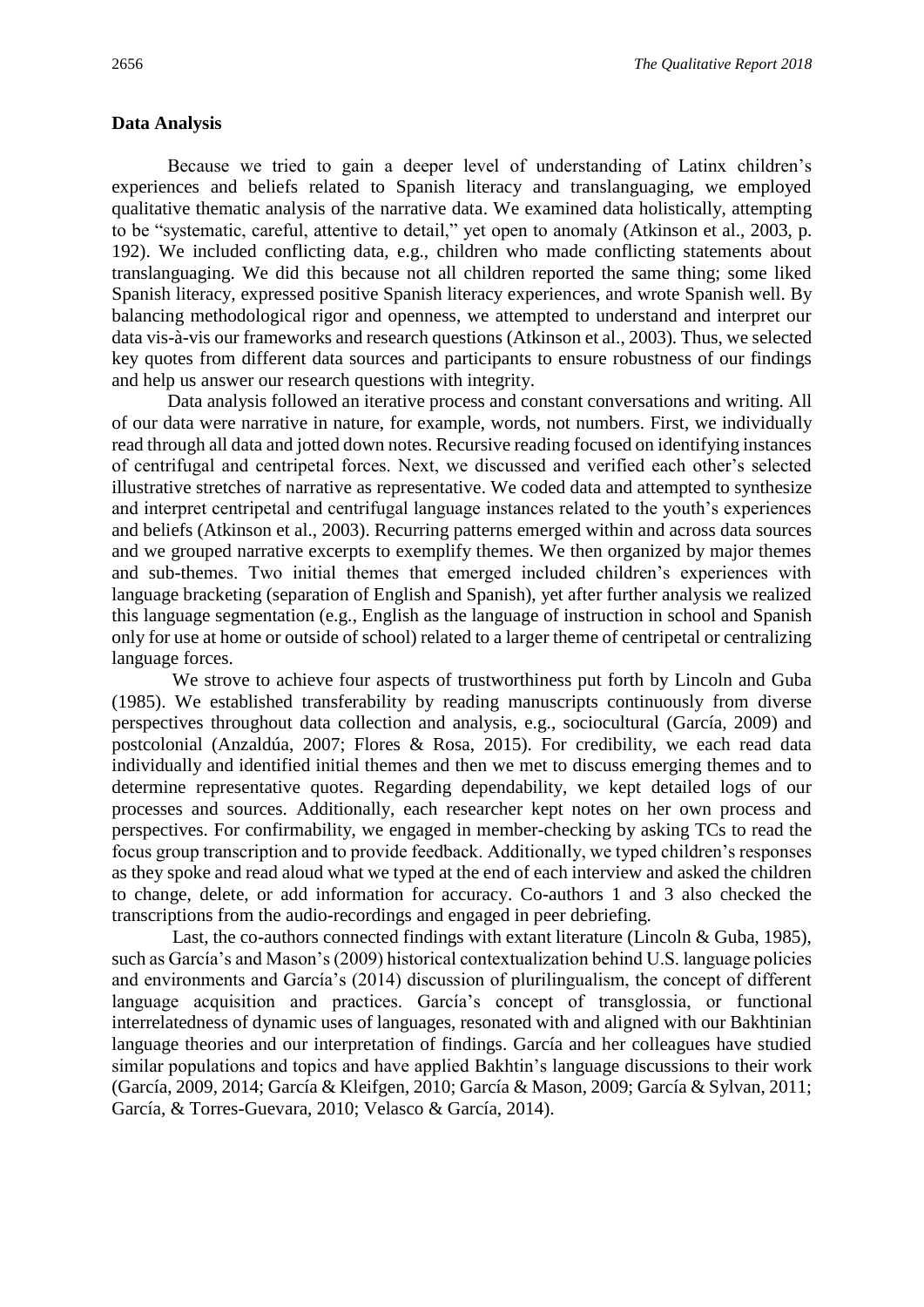## Data Analysis

Because we tried to gain a deeper level of understanding of Latinx children's experiences and beliefs related to Spanish literacy and translanguaging, we employed qualitative thematic analysis of the narrative data. We examined data holistically, attempting to be "systematic, careful, attentive to detail," yet open to anomaly (Atkinson et al., 2003, p. 192). We included conflicting data, e.g., children who made conflicting statements about translanguaging. We did this because not all children reported the same thing; some liked Spanish literacy, expressed positive Spanish literacy experiences, and wrote Spanish well. By balancing methodological rigor and openness, we attempted to understand and interpret our data vis-à-vis our frameworks and research questions (Atkinson et al., 2003). Thus, we selected key quotes from different data sources and participants to ensure robustness of our findings and help us answer our research questions with integrity.

Data analysis followed an iterative process and constant conversations and writing. All of our data were narrative in nature, for example, words, not numbers. First, we individually read through all data and jotted down notes. Recursive reading focused on identifying instances of centrifugal and centripetal forces. Next, we discussed and verified each other's selected illustrative stretches of narrative as representative. We coded data and attempted to synthesize and interpret centripetal and centrifugal language instances related to the youth's experiences and beliefs (Atkinson et al., 2003). Recurring patterns emerged within and across data sources and we grouped narrative excerpts to exemplify themes. We then organized by major themes and sub-themes. Two initial themes that emerged included children's experiences with language bracketing (separation of English and Spanish), yet after further analysis we realized this language segmentation (e.g., English as the language of instruction in school and Spanish only for use at home or outside of school) related to a larger theme of centripetal or centralizing language forces.

We strove to achieve four aspects of trustworthiness put forth by Lincoln and Guba (1985). We established transferability by reading manuscripts continuously from diverse perspectives throughout data collection and analysis, e.g., sociocultural (García, 2009) and postcolonial (Anzaldúa, 2007; Flores & Rosa, 2015). For credibility, we each read data individually and identified initial themes and then we met to discuss emerging themes and to determine representative quotes. Regarding dependability, we kept detailed logs of our processes and sources. Additionally, each researcher kept notes on her own process and perspectives. For confirmability, we engaged in member-checking by asking TCs to read the focus group transcription and to provide feedback. Additionally, we typed children's responses as they spoke and read aloud what we typed at the end of each interview and asked the children to change, delete, or add information for accuracy. Co-authors 1 and 3 also checked the transcriptions from the audio-recordings and engaged in peer debriefing.

Last, the co-authors connected findings with extant literature (Lincoln & Guba, 1985), such as García's and Mason's (2009) historical contextualization behind U.S. language policies and environments and García's (2014) discussion of plurilingualism, the concept of different language acquisition and practices. García's concept of transglossia, or functional interrelatedness of dynamic uses of languages, resonated with and aligned with our Bakhtinian language theories and our interpretation of findings. García and her colleagues have studied similar populations and topics and have applied Bakhtin's language discussions to their work (García, 2009, 2014; García & Kleifgen, 2010; García & Mason, 2009; García & Sylvan, 2011; García, & Torres-Guevara, 2010; Velasco & García, 2014).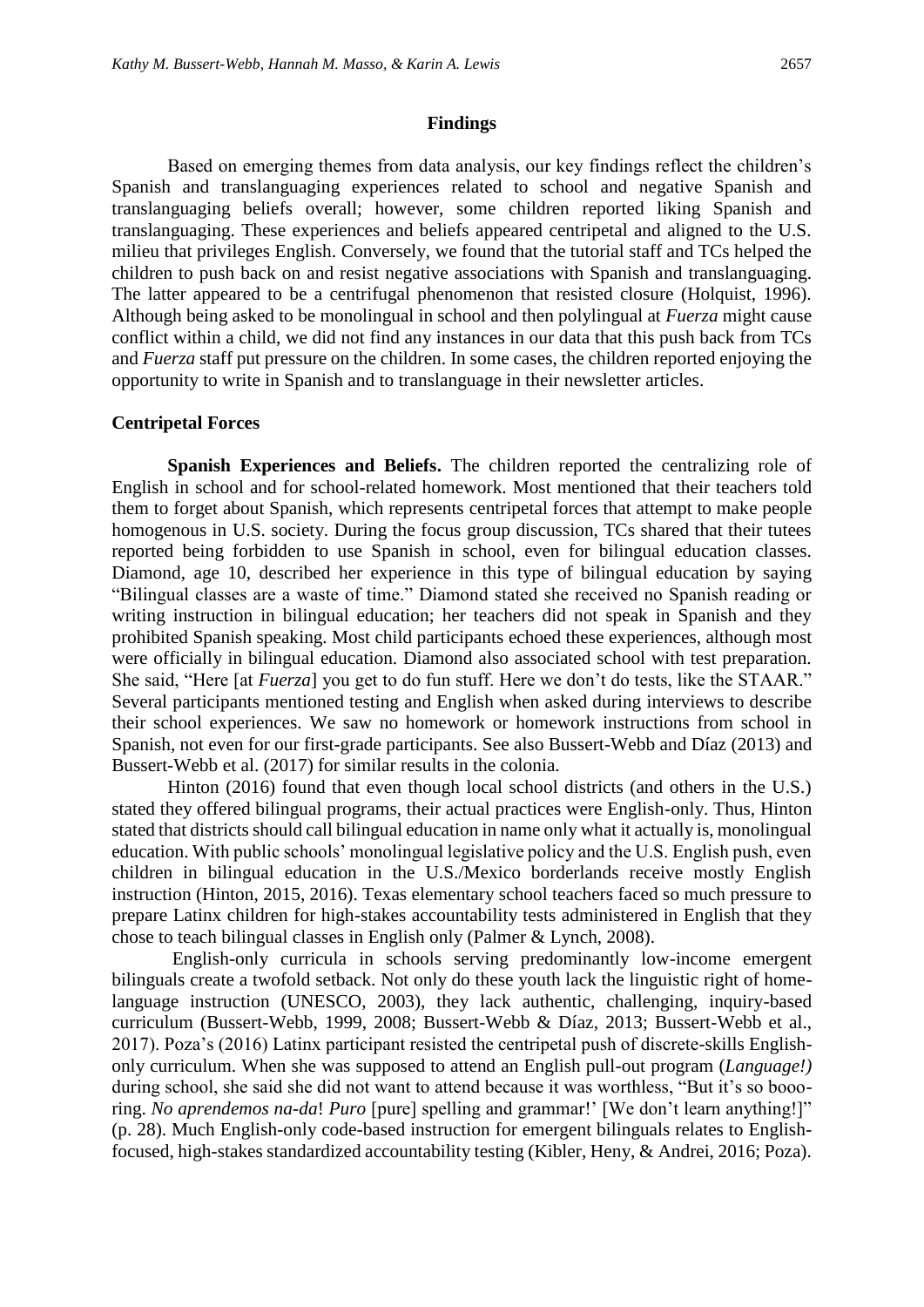## Findings

Based on emerging themes from data analysis, our key findings reflect the children's Spanish and translanguaging experiences related to school and negative Spanish and translanguaging beliefs overall; however, some children reported liking Spanish and translanguaging. These experiences and beliefs appeared centripetal and aligned to the U.S. milieu that privileges English. Conversely, we found that the tutorial staff and TCs helped the children to push back on and resist negative associations with Spanish and translanguaging. The latter appeared to be a centrifugal phenomenon that resisted closure (Holquist, 1996). Although being asked to be monolingual in school and then polylingual at *Fuerza* might cause conflict within a child, we did not find any instances in our data that this push back from TCs and *Fuerza* staff put pressure on the children. In some cases, the children reported enjoying the opportunity to write in Spanish and to translanguage in their newsletter articles.

### Centripetal Forces

**Spanish Experiences and Beliefs.** The children reported the centralizing role of English in school and for school-related homework. Most mentioned that their teachers told them to forget about Spanish, which represents centripetal forces that attempt to make people homogenous in U.S. society. During the focus group discussion, TCs shared that their tutees reported being forbidden to use Spanish in school, even for bilingual education classes. Diamond, age 10, described her experience in this type of bilingual education by saying "Bilingual classes are a waste of time." Diamond stated she received no Spanish reading or writing instruction in bilingual education; her teachers did not speak in Spanish and they prohibited Spanish speaking. Most child participants echoed these experiences, although most were officially in bilingual education. Diamond also associated school with test preparation. She said, "Here [at *Fuerza*] you get to do fun stuff. Here we don't do tests, like the STAAR." Several participants mentioned testing and English when asked during interviews to describe their school experiences. We saw no homework or homework instructions from school in Spanish, not even for our first-grade participants. See also Bussert-Webb and Díaz (2013) and Bussert-Webb et al. (2017) for similar results in the colonia.

Hinton (2016) found that even though local school districts (and others in the U.S.) stated they offered bilingual programs, their actual practices were English-only. Thus, Hinton stated that districts should call bilingual education in name only what it actually is, monolingual education. With public schools' monolingual legislative policy and the U.S. English push, even children in bilingual education in the U.S./Mexico borderlands receive mostly English instruction (Hinton, 2015, 2016). Texas elementary school teachers faced so much pressure to prepare Latinx children for high-stakes accountability tests administered in English that they chose to teach bilingual classes in English only (Palmer & Lynch, 2008).

English-only curricula in schools serving predominantly low-income emergent bilinguals create a twofold setback. Not only do these youth lack the linguistic right of home-language instruction (UNESCO, 2003), they lack authentic, challenging, inquiry-based curriculum (Bussert-Webb, 1999, 2008; Bussert-Webb & Díaz, 2013; Bussert-Webb et al., 2017). Poza's (2016) Latinx participant resisted the centripetal push of discrete-skills English-only curriculum. When she was supposed to attend an English pull-out program (*Language!)* during school, she said she did not want to attend because it was worthless, "But it's so boooring. *No aprendemos na-da*! *Puro* [pure] spelling and grammar!' [We don't learn anything!]" (p. 28). Much English-only code-based instruction for emergent bilinguals relates to English-focused, high-stakes standardized accountability testing (Kibler, Heny, & Andrei, 2016; Poza).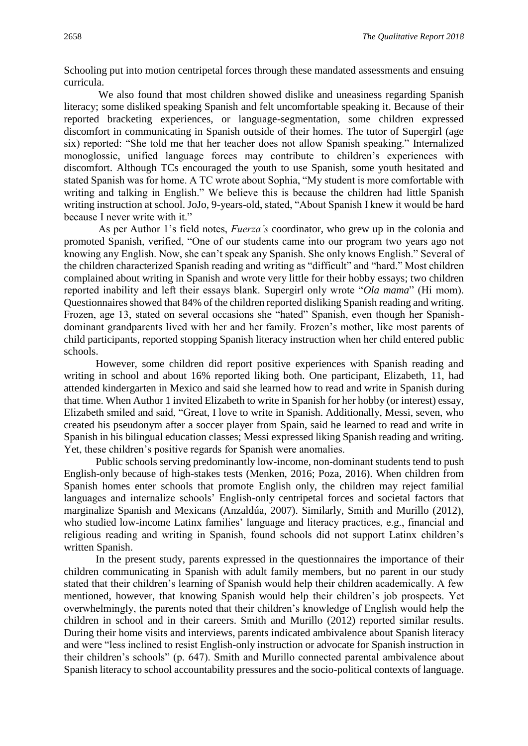Schooling put into motion centripetal forces through these mandated assessments and ensuing curricula.

We also found that most children showed dislike and uneasiness regarding Spanish literacy; some disliked speaking Spanish and felt uncomfortable speaking it. Because of their reported bracketing experiences, or language-segmentation, some children expressed discomfort in communicating in Spanish outside of their homes. The tutor of Supergirl (age six) reported: "She told me that her teacher does not allow Spanish speaking." Internalized monoglossic, unified language forces may contribute to children's experiences with discomfort. Although TCs encouraged the youth to use Spanish, some youth hesitated and stated Spanish was for home. A TC wrote about Sophia, "My student is more comfortable with writing and talking in English." We believe this is because the children had little Spanish writing instruction at school. JoJo, 9-years-old, stated, "About Spanish I knew it would be hard because I never write with it."

As per Author 1's field notes, *Fuerza's* coordinator, who grew up in the colonia and promoted Spanish, verified, "One of our students came into our program two years ago not knowing any English. Now, she can't speak any Spanish. She only knows English." Several of the children characterized Spanish reading and writing as "difficult" and "hard." Most children complained about writing in Spanish and wrote very little for their hobby essays; two children reported inability and left their essays blank. Supergirl only wrote "*Ola mama*" (Hi mom). Questionnaires showed that 84% of the children reported disliking Spanish reading and writing. Frozen, age 13, stated on several occasions she "hated" Spanish, even though her Spanish-dominant grandparents lived with her and her family. Frozen's mother, like most parents of child participants, reported stopping Spanish literacy instruction when her child entered public schools.

However, some children did report positive experiences with Spanish reading and writing in school and about 16% reported liking both. One participant, Elizabeth, 11, had attended kindergarten in Mexico and said she learned how to read and write in Spanish during that time. When Author 1 invited Elizabeth to write in Spanish for her hobby (or interest) essay, Elizabeth smiled and said, "Great, I love to write in Spanish. Additionally, Messi, seven, who created his pseudonym after a soccer player from Spain, said he learned to read and write in Spanish in his bilingual education classes; Messi expressed liking Spanish reading and writing. Yet, these children's positive regards for Spanish were anomalies.

Public schools serving predominantly low-income, non-dominant students tend to push English-only because of high-stakes tests (Menken, 2016; Poza, 2016). When children from Spanish homes enter schools that promote English only, the children may reject familial languages and internalize schools' English-only centripetal forces and societal factors that marginalize Spanish and Mexicans (Anzaldúa, 2007). Similarly, Smith and Murillo (2012), who studied low-income Latinx families' language and literacy practices, e.g., financial and religious reading and writing in Spanish, found schools did not support Latinx children's written Spanish.

In the present study, parents expressed in the questionnaires the importance of their children communicating in Spanish with adult family members, but no parent in our study stated that their children's learning of Spanish would help their children academically. A few mentioned, however, that knowing Spanish would help their children's job prospects. Yet overwhelmingly, the parents noted that their children's knowledge of English would help the children in school and in their careers. Smith and Murillo (2012) reported similar results. During their home visits and interviews, parents indicated ambivalence about Spanish literacy and were "less inclined to resist English-only instruction or advocate for Spanish instruction in their children's schools" (p. 647). Smith and Murillo connected parental ambivalence about Spanish literacy to school accountability pressures and the socio-political contexts of language.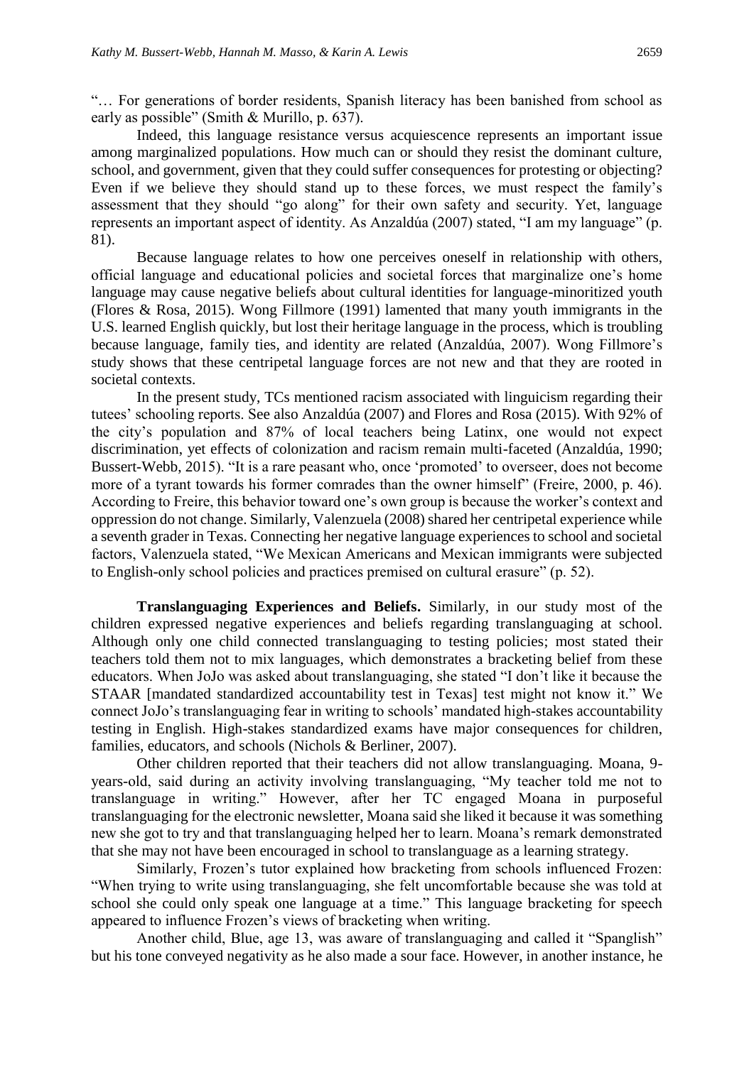"… For generations of border residents, Spanish literacy has been banished from school as early as possible" (Smith & Murillo, p. 637).

Indeed, this language resistance versus acquiescence represents an important issue among marginalized populations. How much can or should they resist the dominant culture, school, and government, given that they could suffer consequences for protesting or objecting? Even if we believe they should stand up to these forces, we must respect the family's assessment that they should "go along" for their own safety and security. Yet, language represents an important aspect of identity. As Anzaldúa (2007) stated, "I am my language" (p. 81).

Because language relates to how one perceives oneself in relationship with others, official language and educational policies and societal forces that marginalize one's home language may cause negative beliefs about cultural identities for language-minoritized youth (Flores & Rosa, 2015). Wong Fillmore (1991) lamented that many youth immigrants in the U.S. learned English quickly, but lost their heritage language in the process, which is troubling because language, family ties, and identity are related (Anzaldúa, 2007). Wong Fillmore's study shows that these centripetal language forces are not new and that they are rooted in societal contexts.

In the present study, TCs mentioned racism associated with linguicism regarding their tutees' schooling reports. See also Anzaldúa (2007) and Flores and Rosa (2015). With 92% of the city's population and 87% of local teachers being Latinx, one would not expect discrimination, yet effects of colonization and racism remain multi-faceted (Anzaldúa, 1990; Bussert-Webb, 2015). "It is a rare peasant who, once 'promoted' to overseer, does not become more of a tyrant towards his former comrades than the owner himself" (Freire, 2000, p. 46). According to Freire, this behavior toward one's own group is because the worker's context and oppression do not change. Similarly, Valenzuela (2008) shared her centripetal experience while a seventh grader in Texas. Connecting her negative language experiences to school and societal factors, Valenzuela stated, "We Mexican Americans and Mexican immigrants were subjected to English-only school policies and practices premised on cultural erasure" (p. 52).

**Translanguaging Experiences and Beliefs.** Similarly, in our study most of the children expressed negative experiences and beliefs regarding translanguaging at school. Although only one child connected translanguaging to testing policies; most stated their teachers told them not to mix languages, which demonstrates a bracketing belief from these educators. When JoJo was asked about translanguaging, she stated "I don't like it because the STAAR [mandated standardized accountability test in Texas] test might not know it." We connect JoJo's translanguaging fear in writing to schools' mandated high-stakes accountability testing in English. High-stakes standardized exams have major consequences for children, families, educators, and schools (Nichols & Berliner, 2007).

Other children reported that their teachers did not allow translanguaging. Moana, 9-years-old, said during an activity involving translanguaging, "My teacher told me not to translanguage in writing." However, after her TC engaged Moana in purposeful translanguaging for the electronic newsletter, Moana said she liked it because it was something new she got to try and that translanguaging helped her to learn. Moana's remark demonstrated that she may not have been encouraged in school to translanguage as a learning strategy.

Similarly, Frozen's tutor explained how bracketing from schools influenced Frozen: "When trying to write using translanguaging, she felt uncomfortable because she was told at school she could only speak one language at a time." This language bracketing for speech appeared to influence Frozen's views of bracketing when writing.

Another child, Blue, age 13, was aware of translanguaging and called it "Spanglish" but his tone conveyed negativity as he also made a sour face. However, in another instance, he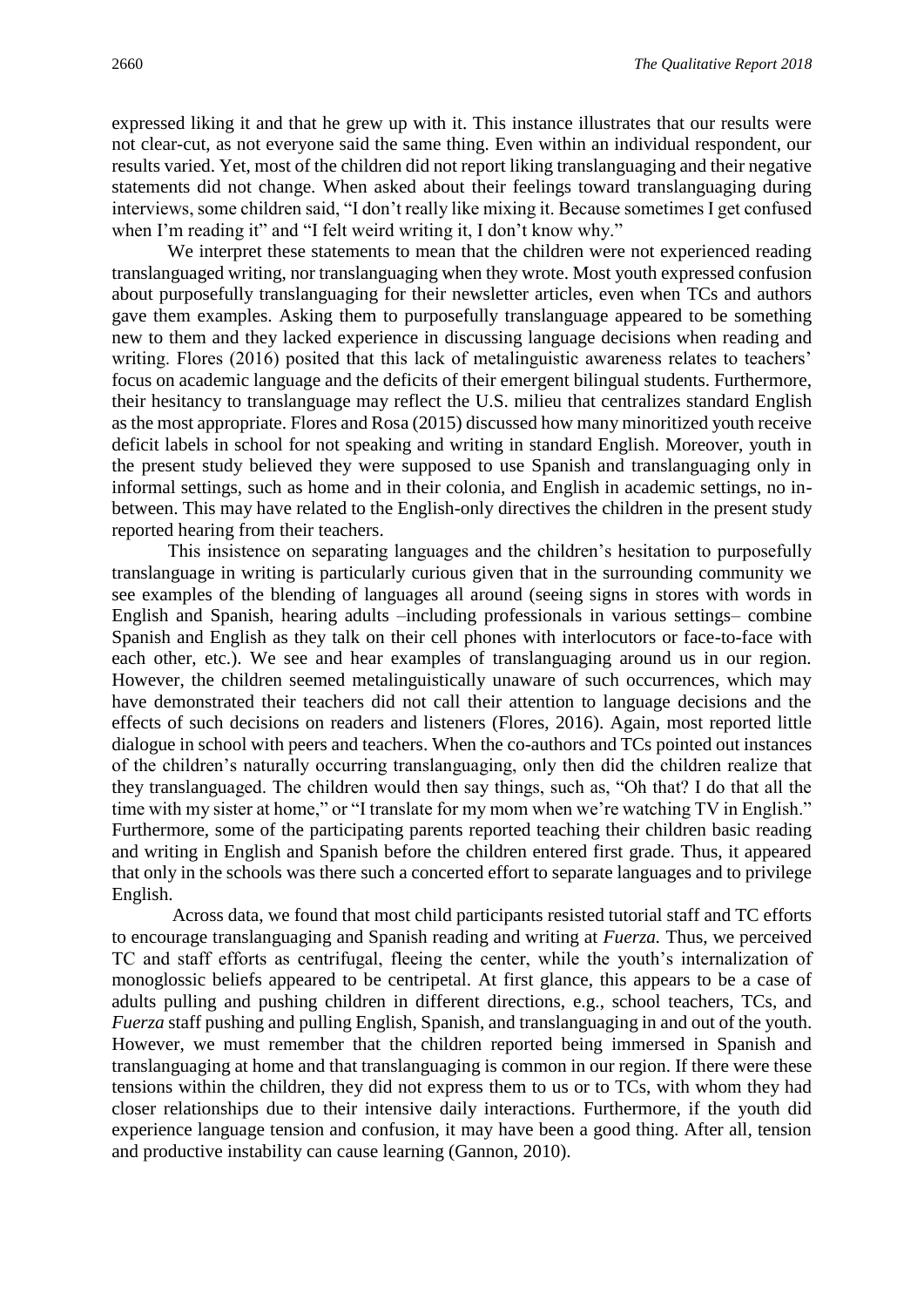expressed liking it and that he grew up with it. This instance illustrates that our results were not clear-cut, as not everyone said the same thing. Even within an individual respondent, our results varied. Yet, most of the children did not report liking translanguaging and their negative statements did not change. When asked about their feelings toward translanguaging during interviews, some children said, "I don't really like mixing it. Because sometimes I get confused when I'm reading it" and "I felt weird writing it, I don't know why."

We interpret these statements to mean that the children were not experienced reading translanguaged writing, nor translanguaging when they wrote. Most youth expressed confusion about purposefully translanguaging for their newsletter articles, even when TCs and authors gave them examples. Asking them to purposefully translanguage appeared to be something new to them and they lacked experience in discussing language decisions when reading and writing. Flores (2016) posited that this lack of metalinguistic awareness relates to teachers' focus on academic language and the deficits of their emergent bilingual students. Furthermore, their hesitancy to translanguage may reflect the U.S. milieu that centralizes standard English as the most appropriate. Flores and Rosa (2015) discussed how many minoritized youth receive deficit labels in school for not speaking and writing in standard English. Moreover, youth in the present study believed they were supposed to use Spanish and translanguaging only in informal settings, such as home and in their colonia, and English in academic settings, no in-between. This may have related to the English-only directives the children in the present study reported hearing from their teachers.

This insistence on separating languages and the children's hesitation to purposefully translanguage in writing is particularly curious given that in the surrounding community we see examples of the blending of languages all around (seeing signs in stores with words in English and Spanish, hearing adults –including professionals in various settings– combine Spanish and English as they talk on their cell phones with interlocutors or face-to-face with each other, etc.). We see and hear examples of translanguaging around us in our region. However, the children seemed metalinguistically unaware of such occurrences, which may have demonstrated their teachers did not call their attention to language decisions and the effects of such decisions on readers and listeners (Flores, 2016). Again, most reported little dialogue in school with peers and teachers. When the co-authors and TCs pointed out instances of the children's naturally occurring translanguaging, only then did the children realize that they translanguaged. The children would then say things, such as, "Oh that? I do that all the time with my sister at home," or "I translate for my mom when we're watching TV in English." Furthermore, some of the participating parents reported teaching their children basic reading and writing in English and Spanish before the children entered first grade. Thus, it appeared that only in the schools was there such a concerted effort to separate languages and to privilege English.

Across data, we found that most child participants resisted tutorial staff and TC efforts to encourage translanguaging and Spanish reading and writing at *Fuerza.* Thus, we perceived TC and staff efforts as centrifugal, fleeing the center, while the youth's internalization of monoglossic beliefs appeared to be centripetal. At first glance, this appears to be a case of adults pulling and pushing children in different directions, e.g., school teachers, TCs, and *Fuerza* staff pushing and pulling English, Spanish, and translanguaging in and out of the youth. However, we must remember that the children reported being immersed in Spanish and translanguaging at home and that translanguaging is common in our region. If there were these tensions within the children, they did not express them to us or to TCs, with whom they had closer relationships due to their intensive daily interactions. Furthermore, if the youth did experience language tension and confusion, it may have been a good thing. After all, tension and productive instability can cause learning (Gannon, 2010).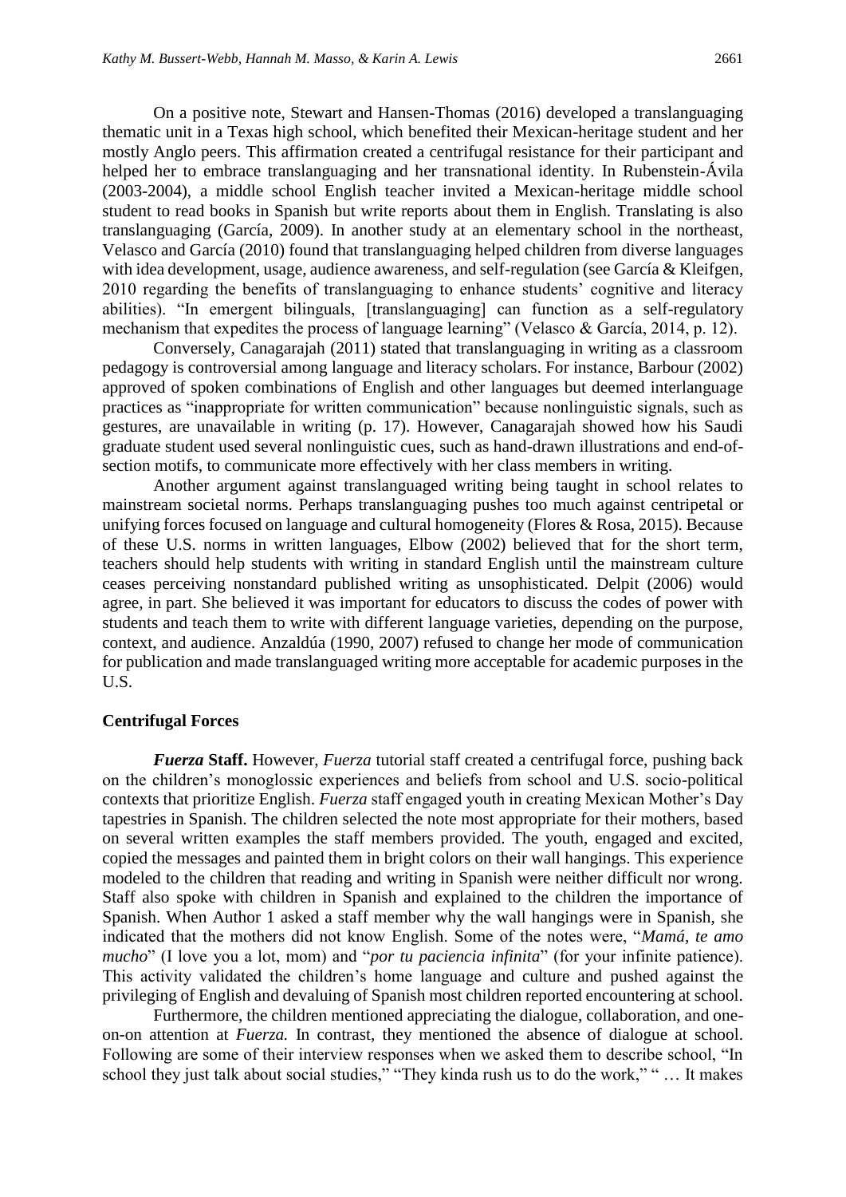On a positive note, Stewart and Hansen-Thomas (2016) developed a translanguaging thematic unit in a Texas high school, which benefited their Mexican-heritage student and her mostly Anglo peers. This affirmation created a centrifugal resistance for their participant and helped her to embrace translanguaging and her transnational identity. In Rubenstein-Ávila (2003-2004), a middle school English teacher invited a Mexican-heritage middle school student to read books in Spanish but write reports about them in English. Translating is also translanguaging (García, 2009). In another study at an elementary school in the northeast, Velasco and García (2010) found that translanguaging helped children from diverse languages with idea development, usage, audience awareness, and self-regulation (see García & Kleifgen, 2010 regarding the benefits of translanguaging to enhance students' cognitive and literacy abilities). "In emergent bilinguals, [translanguaging] can function as a self-regulatory mechanism that expedites the process of language learning" (Velasco & García, 2014, p. 12).

Conversely, Canagarajah (2011) stated that translanguaging in writing as a classroom pedagogy is controversial among language and literacy scholars. For instance, Barbour (2002) approved of spoken combinations of English and other languages but deemed interlanguage practices as "inappropriate for written communication" because nonlinguistic signals, such as gestures, are unavailable in writing (p. 17). However, Canagarajah showed how his Saudi graduate student used several nonlinguistic cues, such as hand-drawn illustrations and end-of-section motifs, to communicate more effectively with her class members in writing.

Another argument against translanguaged writing being taught in school relates to mainstream societal norms. Perhaps translanguaging pushes too much against centripetal or unifying forces focused on language and cultural homogeneity (Flores & Rosa, 2015). Because of these U.S. norms in written languages, Elbow (2002) believed that for the short term, teachers should help students with writing in standard English until the mainstream culture ceases perceiving nonstandard published writing as unsophisticated. Delpit (2006) would agree, in part. She believed it was important for educators to discuss the codes of power with students and teach them to write with different language varieties, depending on the purpose, context, and audience. Anzaldúa (1990, 2007) refused to change her mode of communication for publication and made translanguaged writing more acceptable for academic purposes in the U.S.

## Centrifugal Forces

***Fuerza* Staff.** However, *Fuerza* tutorial staff created a centrifugal force, pushing back on the children's monoglossic experiences and beliefs from school and U.S. socio-political contexts that prioritize English. *Fuerza* staff engaged youth in creating Mexican Mother's Day tapestries in Spanish. The children selected the note most appropriate for their mothers, based on several written examples the staff members provided. The youth, engaged and excited, copied the messages and painted them in bright colors on their wall hangings. This experience modeled to the children that reading and writing in Spanish were neither difficult nor wrong. Staff also spoke with children in Spanish and explained to the children the importance of Spanish. When Author 1 asked a staff member why the wall hangings were in Spanish, she indicated that the mothers did not know English. Some of the notes were, "*Mamá, te amo mucho*" (I love you a lot, mom) and "*por tu paciencia infinita*" (for your infinite patience). This activity validated the children's home language and culture and pushed against the privileging of English and devaluing of Spanish most children reported encountering at school.

Furthermore, the children mentioned appreciating the dialogue, collaboration, and one-on-on attention at *Fuerza.* In contrast, they mentioned the absence of dialogue at school. Following are some of their interview responses when we asked them to describe school, "In school they just talk about social studies," "They kinda rush us to do the work," " … It makes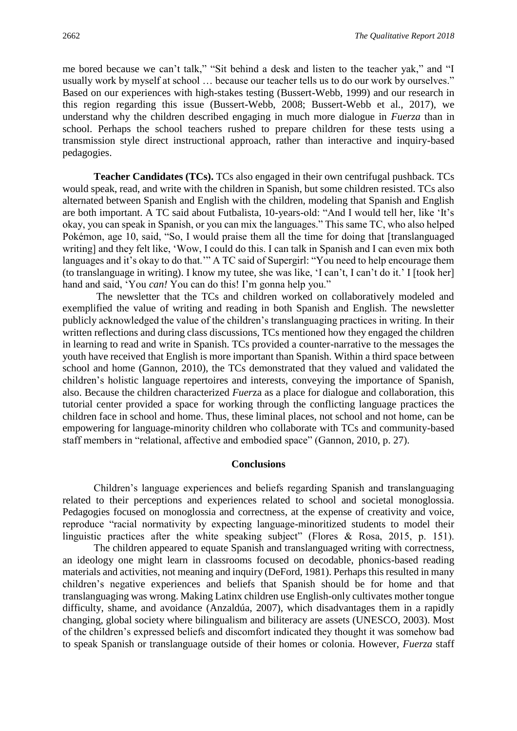me bored because we can't talk," "Sit behind a desk and listen to the teacher yak," and "I usually work by myself at school … because our teacher tells us to do our work by ourselves." Based on our experiences with high-stakes testing (Bussert-Webb, 1999) and our research in this region regarding this issue (Bussert-Webb, 2008; Bussert-Webb et al., 2017), we understand why the children described engaging in much more dialogue in *Fuerza* than in school. Perhaps the school teachers rushed to prepare children for these tests using a transmission style direct instructional approach, rather than interactive and inquiry-based pedagogies.

**Teacher Candidates (TCs).** TCs also engaged in their own centrifugal pushback. TCs would speak, read, and write with the children in Spanish, but some children resisted. TCs also alternated between Spanish and English with the children, modeling that Spanish and English are both important. A TC said about Futbalista, 10-years-old: "And I would tell her, like 'It's okay, you can speak in Spanish, or you can mix the languages." This same TC, who also helped Pokémon, age 10, said, "So, I would praise them all the time for doing that [translanguaged writing] and they felt like, 'Wow, I could do this. I can talk in Spanish and I can even mix both languages and it's okay to do that.'" A TC said of Supergirl: "You need to help encourage them (to translanguage in writing). I know my tutee, she was like, 'I can't, I can't do it.' I [took her] hand and said, 'You *can!* You can do this! I'm gonna help you."

The newsletter that the TCs and children worked on collaboratively modeled and exemplified the value of writing and reading in both Spanish and English. The newsletter publicly acknowledged the value of the children's translanguaging practices in writing. In their written reflections and during class discussions, TCs mentioned how they engaged the children in learning to read and write in Spanish. TCs provided a counter-narrative to the messages the youth have received that English is more important than Spanish. Within a third space between school and home (Gannon, 2010), the TCs demonstrated that they valued and validated the children's holistic language repertoires and interests, conveying the importance of Spanish, also. Because the children characterized *Fuerza* as a place for dialogue and collaboration, this tutorial center provided a space for working through the conflicting language practices the children face in school and home. Thus, these liminal places, not school and not home, can be empowering for language-minority children who collaborate with TCs and community-based staff members in "relational, affective and embodied space" (Gannon, 2010, p. 27).

## Conclusions

Children's language experiences and beliefs regarding Spanish and translanguaging related to their perceptions and experiences related to school and societal monoglossia. Pedagogies focused on monoglossia and correctness, at the expense of creativity and voice, reproduce "racial normativity by expecting language-minoritized students to model their linguistic practices after the white speaking subject" (Flores & Rosa, 2015, p. 151).

The children appeared to equate Spanish and translanguaged writing with correctness, an ideology one might learn in classrooms focused on decodable, phonics-based reading materials and activities, not meaning and inquiry (DeFord, 1981). Perhaps this resulted in many children's negative experiences and beliefs that Spanish should be for home and that translanguaging was wrong. Making Latinx children use English-only cultivates mother tongue difficulty, shame, and avoidance (Anzaldúa, 2007), which disadvantages them in a rapidly changing, global society where bilingualism and biliteracy are assets (UNESCO, 2003). Most of the children's expressed beliefs and discomfort indicated they thought it was somehow bad to speak Spanish or translanguage outside of their homes or colonia. However, *Fuerza* staff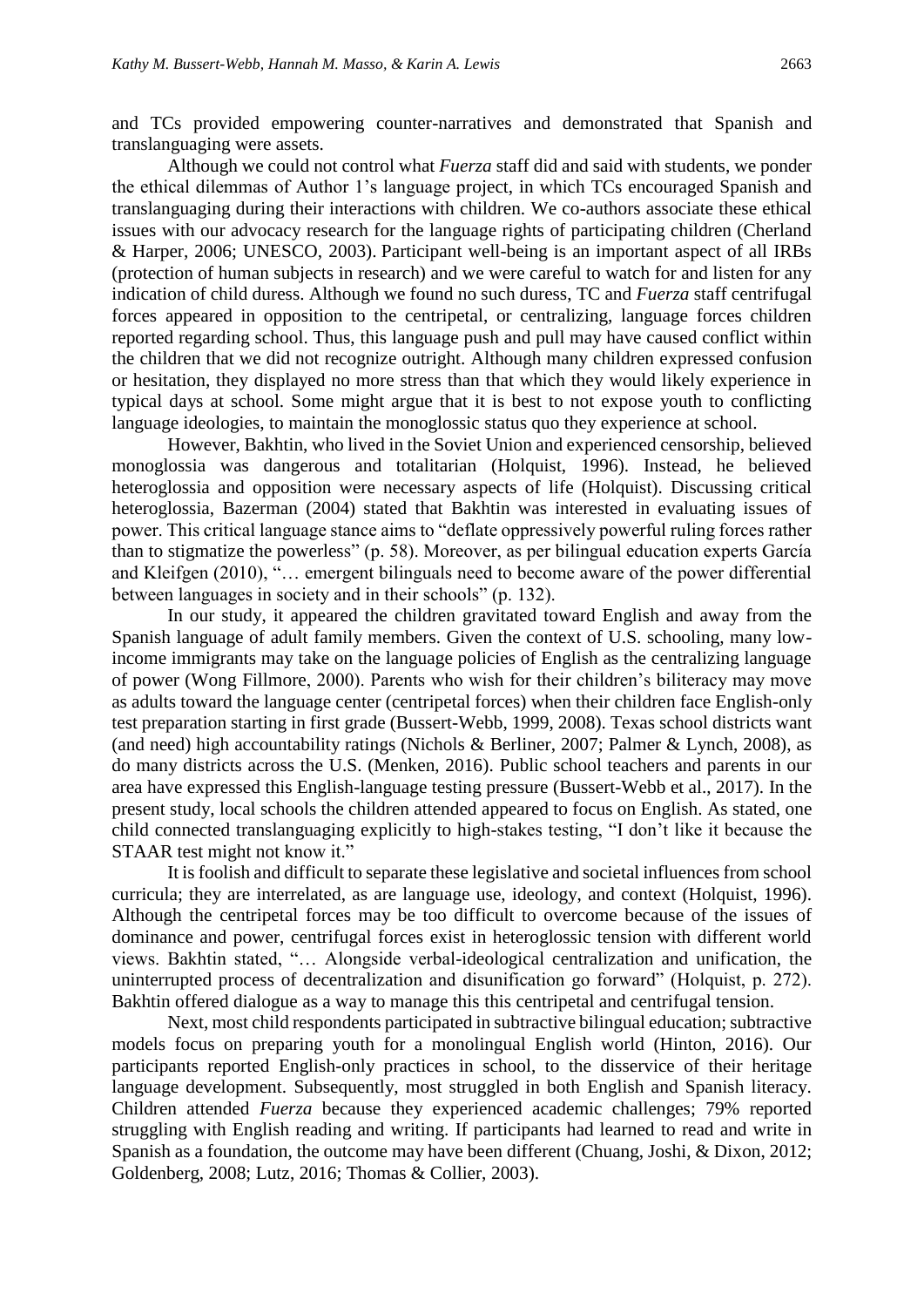and TCs provided empowering counter-narratives and demonstrated that Spanish and translanguaging were assets.

Although we could not control what *Fuerza* staff did and said with students, we ponder the ethical dilemmas of Author 1's language project, in which TCs encouraged Spanish and translanguaging during their interactions with children. We co-authors associate these ethical issues with our advocacy research for the language rights of participating children (Cherland & Harper, 2006; UNESCO, 2003). Participant well-being is an important aspect of all IRBs (protection of human subjects in research) and we were careful to watch for and listen for any indication of child duress. Although we found no such duress, TC and *Fuerza* staff centrifugal forces appeared in opposition to the centripetal, or centralizing, language forces children reported regarding school. Thus, this language push and pull may have caused conflict within the children that we did not recognize outright. Although many children expressed confusion or hesitation, they displayed no more stress than that which they would likely experience in typical days at school. Some might argue that it is best to not expose youth to conflicting language ideologies, to maintain the monoglossic status quo they experience at school.

However, Bakhtin, who lived in the Soviet Union and experienced censorship, believed monoglossia was dangerous and totalitarian (Holquist, 1996). Instead, he believed heteroglossia and opposition were necessary aspects of life (Holquist). Discussing critical heteroglossia, Bazerman (2004) stated that Bakhtin was interested in evaluating issues of power. This critical language stance aims to "deflate oppressively powerful ruling forces rather than to stigmatize the powerless" (p. 58). Moreover, as per bilingual education experts García and Kleifgen (2010), "… emergent bilinguals need to become aware of the power differential between languages in society and in their schools" (p. 132).

In our study, it appeared the children gravitated toward English and away from the Spanish language of adult family members. Given the context of U.S. schooling, many low-income immigrants may take on the language policies of English as the centralizing language of power (Wong Fillmore, 2000). Parents who wish for their children's biliteracy may move as adults toward the language center (centripetal forces) when their children face English-only test preparation starting in first grade (Bussert-Webb, 1999, 2008). Texas school districts want (and need) high accountability ratings (Nichols & Berliner, 2007; Palmer & Lynch, 2008), as do many districts across the U.S. (Menken, 2016). Public school teachers and parents in our area have expressed this English-language testing pressure (Bussert-Webb et al., 2017). In the present study, local schools the children attended appeared to focus on English. As stated, one child connected translanguaging explicitly to high-stakes testing, "I don't like it because the STAAR test might not know it."

It is foolish and difficult to separate these legislative and societal influences from school curricula; they are interrelated, as are language use, ideology, and context (Holquist, 1996). Although the centripetal forces may be too difficult to overcome because of the issues of dominance and power, centrifugal forces exist in heteroglossic tension with different world views. Bakhtin stated, "… Alongside verbal-ideological centralization and unification, the uninterrupted process of decentralization and disunification go forward" (Holquist, p. 272). Bakhtin offered dialogue as a way to manage this this centripetal and centrifugal tension.

Next, most child respondents participated in subtractive bilingual education; subtractive models focus on preparing youth for a monolingual English world (Hinton, 2016). Our participants reported English-only practices in school, to the disservice of their heritage language development. Subsequently, most struggled in both English and Spanish literacy. Children attended *Fuerza* because they experienced academic challenges; 79% reported struggling with English reading and writing. If participants had learned to read and write in Spanish as a foundation, the outcome may have been different (Chuang, Joshi, & Dixon, 2012; Goldenberg, 2008; Lutz, 2016; Thomas & Collier, 2003).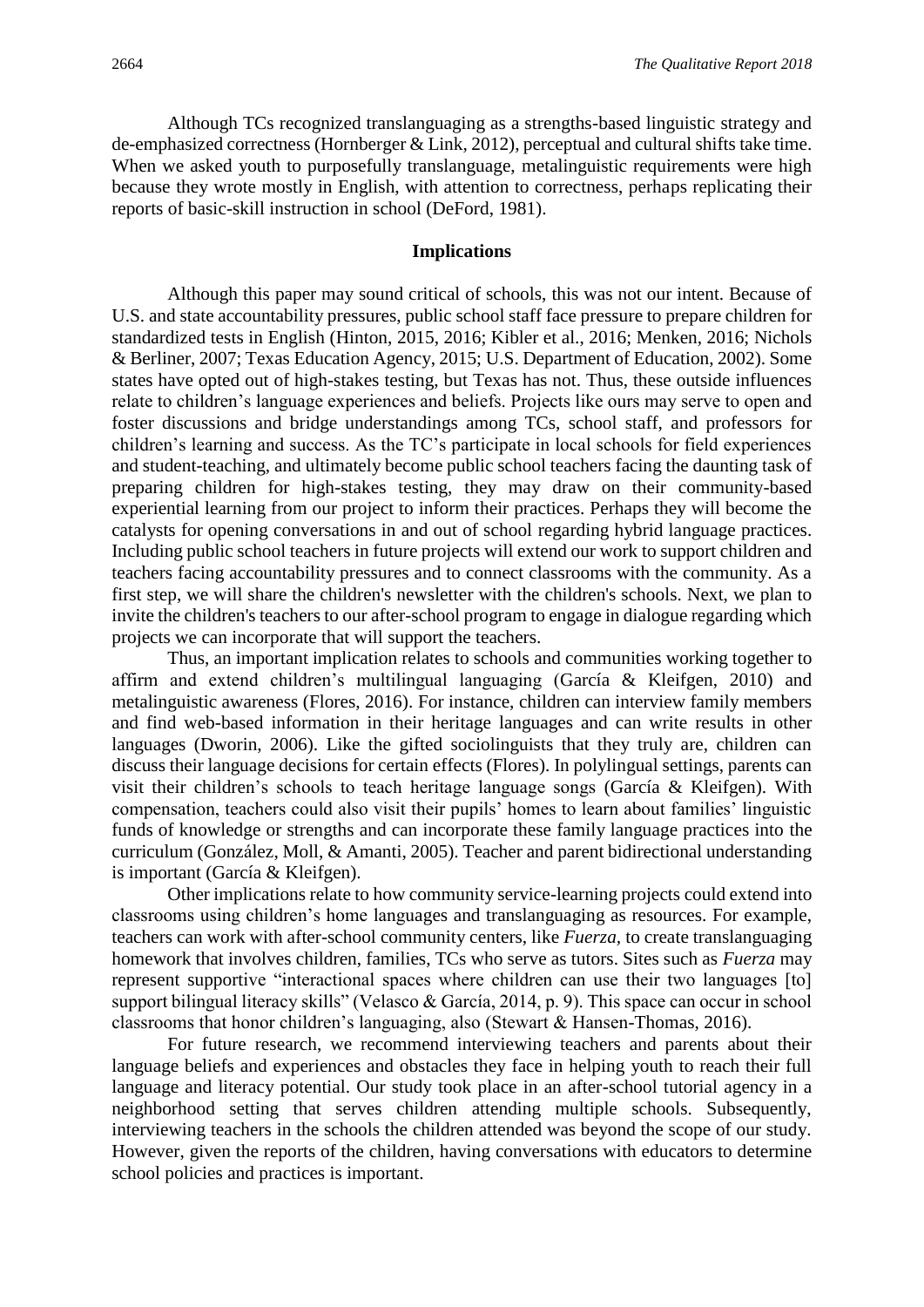Although TCs recognized translanguaging as a strengths-based linguistic strategy and de-emphasized correctness (Hornberger & Link, 2012), perceptual and cultural shifts take time. When we asked youth to purposefully translanguage, metalinguistic requirements were high because they wrote mostly in English, with attention to correctness, perhaps replicating their reports of basic-skill instruction in school (DeFord, 1981).

## Implications

Although this paper may sound critical of schools, this was not our intent. Because of U.S. and state accountability pressures, public school staff face pressure to prepare children for standardized tests in English (Hinton, 2015, 2016; Kibler et al., 2016; Menken, 2016; Nichols & Berliner, 2007; Texas Education Agency, 2015; U.S. Department of Education, 2002). Some states have opted out of high-stakes testing, but Texas has not. Thus, these outside influences relate to children's language experiences and beliefs. Projects like ours may serve to open and foster discussions and bridge understandings among TCs, school staff, and professors for children's learning and success. As the TC's participate in local schools for field experiences and student-teaching, and ultimately become public school teachers facing the daunting task of preparing children for high-stakes testing, they may draw on their community-based experiential learning from our project to inform their practices. Perhaps they will become the catalysts for opening conversations in and out of school regarding hybrid language practices. Including public school teachers in future projects will extend our work to support children and teachers facing accountability pressures and to connect classrooms with the community. As a first step, we will share the children's newsletter with the children's schools. Next, we plan to invite the children's teachers to our after-school program to engage in dialogue regarding which projects we can incorporate that will support the teachers.

Thus, an important implication relates to schools and communities working together to affirm and extend children's multilingual languaging (García & Kleifgen, 2010) and metalinguistic awareness (Flores, 2016). For instance, children can interview family members and find web-based information in their heritage languages and can write results in other languages (Dworin, 2006). Like the gifted sociolinguists that they truly are, children can discuss their language decisions for certain effects (Flores). In polylingual settings, parents can visit their children's schools to teach heritage language songs (García & Kleifgen). With compensation, teachers could also visit their pupils' homes to learn about families' linguistic funds of knowledge or strengths and can incorporate these family language practices into the curriculum (González, Moll, & Amanti, 2005). Teacher and parent bidirectional understanding is important (García & Kleifgen).

Other implications relate to how community service-learning projects could extend into classrooms using children's home languages and translanguaging as resources. For example, teachers can work with after-school community centers, like *Fuerza*, to create translanguaging homework that involves children, families, TCs who serve as tutors. Sites such as *Fuerza* may represent supportive "interactional spaces where children can use their two languages [to] support bilingual literacy skills" (Velasco & García, 2014, p. 9). This space can occur in school classrooms that honor children's languaging, also (Stewart & Hansen-Thomas, 2016).

For future research, we recommend interviewing teachers and parents about their language beliefs and experiences and obstacles they face in helping youth to reach their full language and literacy potential. Our study took place in an after-school tutorial agency in a neighborhood setting that serves children attending multiple schools. Subsequently, interviewing teachers in the schools the children attended was beyond the scope of our study. However, given the reports of the children, having conversations with educators to determine school policies and practices is important.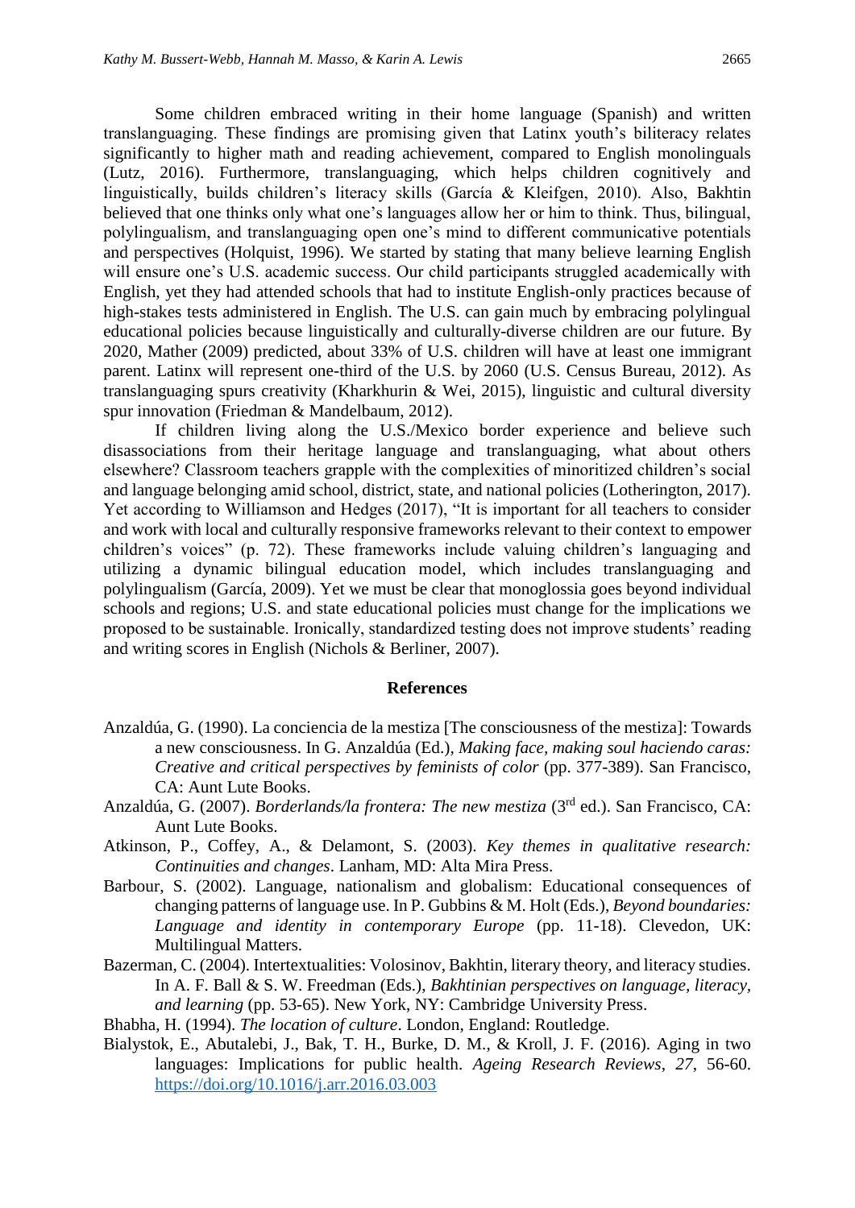Some children embraced writing in their home language (Spanish) and written translanguaging. These findings are promising given that Latinx youth's biliteracy relates significantly to higher math and reading achievement, compared to English monolinguals (Lutz, 2016). Furthermore, translanguaging, which helps children cognitively and linguistically, builds children's literacy skills (García & Kleifgen, 2010). Also, Bakhtin believed that one thinks only what one's languages allow her or him to think. Thus, bilingual, polylingualism, and translanguaging open one's mind to different communicative potentials and perspectives (Holquist, 1996). We started by stating that many believe learning English will ensure one's U.S. academic success. Our child participants struggled academically with English, yet they had attended schools that had to institute English-only practices because of high-stakes tests administered in English. The U.S. can gain much by embracing polylingual educational policies because linguistically and culturally-diverse children are our future. By 2020, Mather (2009) predicted, about 33% of U.S. children will have at least one immigrant parent. Latinx will represent one-third of the U.S. by 2060 (U.S. Census Bureau, 2012). As translanguaging spurs creativity (Kharkhurin & Wei, 2015), linguistic and cultural diversity spur innovation (Friedman & Mandelbaum, 2012).

If children living along the U.S./Mexico border experience and believe such disassociations from their heritage language and translanguaging, what about others elsewhere? Classroom teachers grapple with the complexities of minoritized children's social and language belonging amid school, district, state, and national policies (Lotherington, 2017). Yet according to Williamson and Hedges (2017), "It is important for all teachers to consider and work with local and culturally responsive frameworks relevant to their context to empower children's voices" (p. 72). These frameworks include valuing children's languaging and utilizing a dynamic bilingual education model, which includes translanguaging and polylingualism (García, 2009). Yet we must be clear that monoglossia goes beyond individual schools and regions; U.S. and state educational policies must change for the implications we proposed to be sustainable. Ironically, standardized testing does not improve students' reading and writing scores in English (Nichols & Berliner, 2007).

## References

Anzaldúa, G. (1990). La conciencia de la mestiza [The consciousness of the mestiza]: Towards a new consciousness. In G. Anzaldúa (Ed.), *Making face, making soul haciendo caras: Creative and critical perspectives by feminists of color* (pp. 377-389). San Francisco, CA: Aunt Lute Books.

Anzaldúa, G. (2007). *Borderlands/la frontera: The new mestiza* (3rd ed.). San Francisco, CA: Aunt Lute Books.

Atkinson, P., Coffey, A., & Delamont, S. (2003). *Key themes in qualitative research: Continuities and changes*. Lanham, MD: Alta Mira Press.

Barbour, S. (2002). Language, nationalism and globalism: Educational consequences of changing patterns of language use. In P. Gubbins & M. Holt (Eds.), *Beyond boundaries: Language and identity in contemporary Europe* (pp. 11-18). Clevedon, UK: Multilingual Matters.

Bazerman, C. (2004). Intertextualities: Volosinov, Bakhtin, literary theory, and literacy studies. In A. F. Ball & S. W. Freedman (Eds.), *Bakhtinian perspectives on language, literacy, and learning* (pp. 53-65). New York, NY: Cambridge University Press.

Bhabha, H. (1994). *The location of culture*. London, England: Routledge.

Bialystok, E., Abutalebi, J., Bak, T. H., Burke, D. M., & Kroll, J. F. (2016). Aging in two languages: Implications for public health. *Ageing Research Reviews*, *27*, 56-60. https://doi.org/10.1016/j.arr.2016.03.003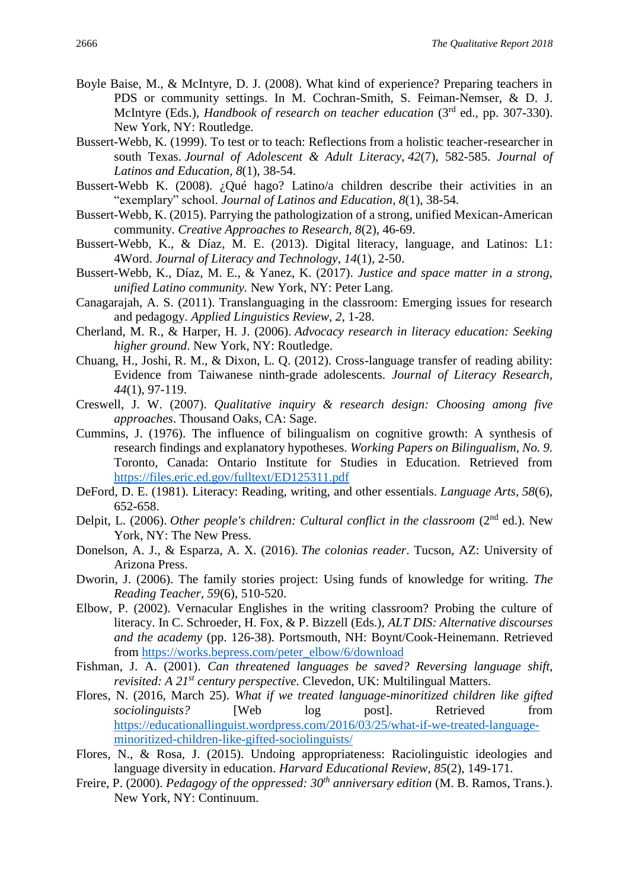Boyle Baise, M., & McIntyre, D. J. (2008). What kind of experience? Preparing teachers in PDS or community settings. In M. Cochran-Smith, S. Feiman-Nemser, & D. J. McIntyre (Eds.), *Handbook of research on teacher education* (3rd ed., pp. 307-330). New York, NY: Routledge.

Bussert-Webb, K. (1999). To test or to teach: Reflections from a holistic teacher-researcher in south Texas. *Journal of Adolescent & Adult Literacy, 42*(7), 582-585. *Journal of Latinos and Education, 8*(1), 38-54.

Bussert-Webb K. (2008). ¿Qué hago? Latino/a children describe their activities in an "exemplary" school. *Journal of Latinos and Education, 8*(1), 38-54.

Bussert-Webb, K. (2015). Parrying the pathologization of a strong, unified Mexican-American community. *Creative Approaches to Research, 8*(2), 46-69.

Bussert-Webb, K., & Díaz, M. E. (2013). Digital literacy, language, and Latinos: L1: 4Word. *Journal of Literacy and Technology*, *14*(1), 2-50.

Bussert-Webb, K., Díaz, M. E., & Yanez, K. (2017). *Justice and space matter in a strong, unified Latino community.* New York, NY: Peter Lang.

Canagarajah, A. S. (2011). Translanguaging in the classroom: Emerging issues for research and pedagogy. *Applied Linguistics Review, 2,* 1-28.

Cherland, M. R., & Harper, H. J. (2006). *Advocacy research in literacy education: Seeking higher ground*. New York, NY: Routledge.

Chuang, H., Joshi, R. M., & Dixon, L. Q. (2012). Cross-language transfer of reading ability: Evidence from Taiwanese ninth-grade adolescents. *Journal of Literacy Research, 44*(1), 97-119.

Creswell, J. W. (2007). *Qualitative inquiry & research design: Choosing among five approaches*. Thousand Oaks, CA: Sage.

Cummins, J. (1976). The influence of bilingualism on cognitive growth: A synthesis of research findings and explanatory hypotheses. *Working Papers on Bilingualism, No. 9.* Toronto, Canada: Ontario Institute for Studies in Education. Retrieved from https://files.eric.ed.gov/fulltext/ED125311.pdf

DeFord, D. E. (1981). Literacy: Reading, writing, and other essentials. *Language Arts*, *58*(6), 652-658.

Delpit, L. (2006). *Other people's children: Cultural conflict in the classroom* (2nd ed.). New York, NY: The New Press.

Donelson, A. J., & Esparza, A. X. (2016). *The colonias reader*. Tucson, AZ: University of Arizona Press.

Dworin, J. (2006). The family stories project: Using funds of knowledge for writing. *The Reading Teacher*, *59*(6), 510-520.

Elbow, P. (2002). Vernacular Englishes in the writing classroom? Probing the culture of literacy. In C. Schroeder, H. Fox, & P. Bizzell (Eds.), *ALT DIS: Alternative discourses and the academy* (pp. 126-38). Portsmouth, NH: Boynt/Cook-Heinemann. Retrieved from https://works.bepress.com/peter_elbow/6/download

Fishman, J. A. (2001). *Can threatened languages be saved? Reversing language shift, revisited: A 21st century perspective*. Clevedon, UK: Multilingual Matters.

Flores, N. (2016, March 25). *What if we treated language-minoritized children like gifted sociolinguists?* [Web log post]. Retrieved from https://educationallinguist.wordpress.com/2016/03/25/what-if-we-treated-language-minoritized-children-like-gifted-sociolinguists/

Flores, N., & Rosa, J. (2015). Undoing appropriateness: Raciolinguistic ideologies and language diversity in education. *Harvard Educational Review*, *85*(2), 149-171.

Freire, P. (2000). *Pedagogy of the oppressed: 30th anniversary edition* (M. B. Ramos, Trans.). New York, NY: Continuum.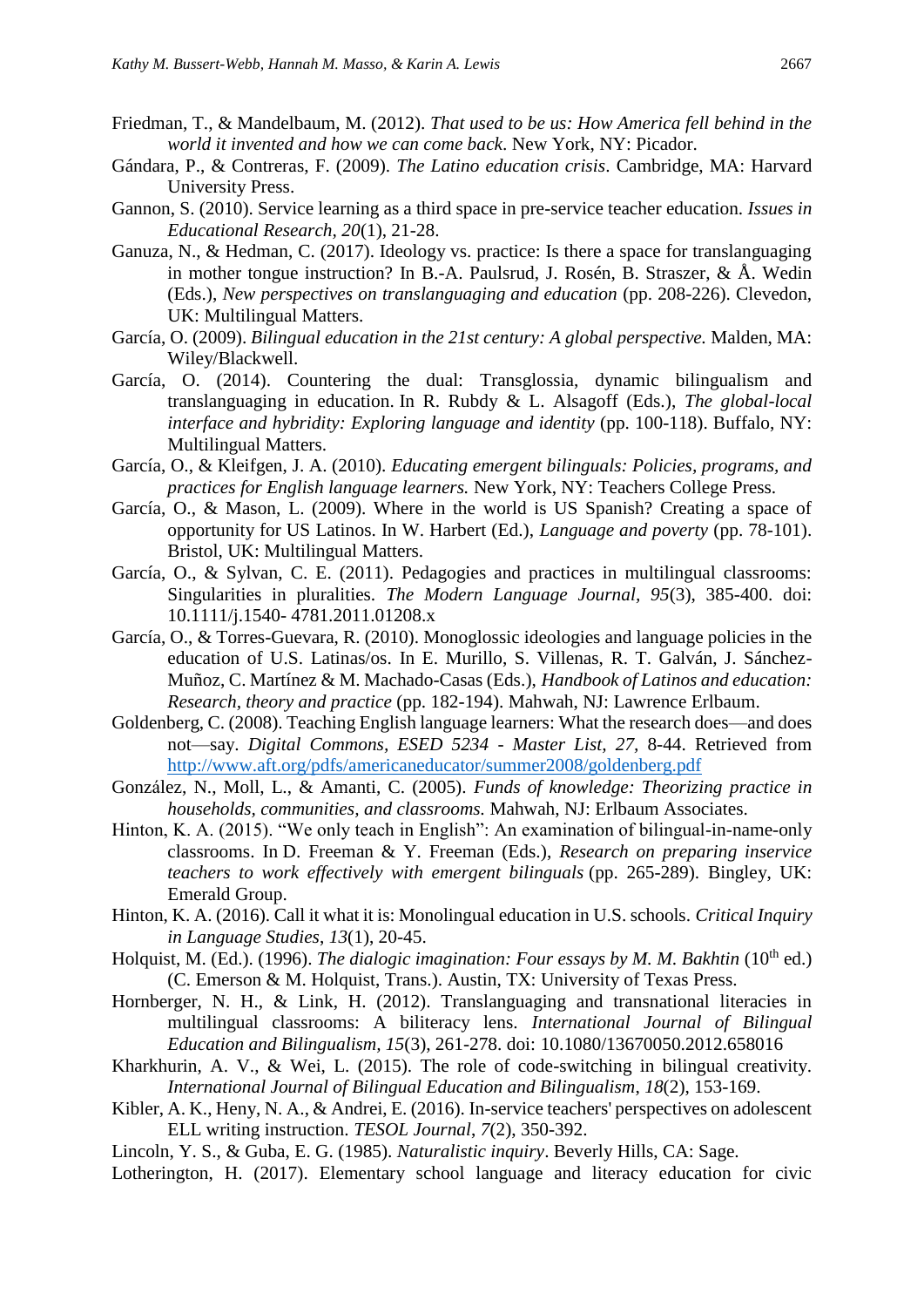Friedman, T., & Mandelbaum, M. (2012). *That used to be us: How America fell behind in the world it invented and how we can come back*. New York, NY: Picador.

Gándara, P., & Contreras, F. (2009). *The Latino education crisis*. Cambridge, MA: Harvard University Press.

Gannon, S. (2010). Service learning as a third space in pre-service teacher education. *Issues in Educational Research*, *20*(1), 21-28.

Ganuza, N., & Hedman, C. (2017). Ideology vs. practice: Is there a space for translanguaging in mother tongue instruction? In B.-A. Paulsrud, J. Rosén, B. Straszer, & Å. Wedin (Eds.), *New perspectives on translanguaging and education* (pp. 208-226). Clevedon, UK: Multilingual Matters.

García, O. (2009). *Bilingual education in the 21st century: A global perspective.* Malden, MA: Wiley/Blackwell.

García, O. (2014). Countering the dual: Transglossia, dynamic bilingualism and translanguaging in education. In R. Rubdy & L. Alsagoff (Eds.), *The global-local interface and hybridity: Exploring language and identity* (pp. 100-118). Buffalo, NY: Multilingual Matters.

García, O., & Kleifgen, J. A. (2010). *Educating emergent bilinguals: Policies, programs, and practices for English language learners.* New York, NY: Teachers College Press.

García, O., & Mason, L. (2009). Where in the world is US Spanish? Creating a space of opportunity for US Latinos. In W. Harbert (Ed.), *Language and poverty* (pp. 78-101). Bristol, UK: Multilingual Matters.

García, O., & Sylvan, C. E. (2011). Pedagogies and practices in multilingual classrooms: Singularities in pluralities. *The Modern Language Journal*, *95*(3), 385-400. doi: 10.1111/j.1540- 4781.2011.01208.x

García, O., & Torres-Guevara, R. (2010). Monoglossic ideologies and language policies in the education of U.S. Latinas/os. In E. Murillo, S. Villenas, R. T. Galván, J. Sánchez-Muñoz, C. Martínez & M. Machado-Casas (Eds.), *Handbook of Latinos and education: Research, theory and practice* (pp. 182-194). Mahwah, NJ: Lawrence Erlbaum.

Goldenberg, C. (2008). Teaching English language learners: What the research does—and does not—say. *Digital Commons*, *ESED 5234 - Master List*, *27*, 8-44. Retrieved from http://www.aft.org/pdfs/americaneducator/summer2008/goldenberg.pdf

González, N., Moll, L., & Amanti, C. (2005). *Funds of knowledge: Theorizing practice in households, communities, and classrooms.* Mahwah, NJ: Erlbaum Associates.

Hinton, K. A. (2015). "We only teach in English": An examination of bilingual-in-name-only classrooms. In D. Freeman & Y. Freeman (Eds.), *Research on preparing inservice teachers to work effectively with emergent bilinguals* (pp. 265-289). Bingley, UK: Emerald Group.

Hinton, K. A. (2016). Call it what it is: Monolingual education in U.S. schools. *Critical Inquiry in Language Studies*, *13*(1), 20-45.

Holquist, M. (Ed.). (1996). *The dialogic imagination: Four essays by M. M. Bakhtin* (10th ed.) (C. Emerson & M. Holquist, Trans.). Austin, TX: University of Texas Press.

Hornberger, N. H., & Link, H. (2012). Translanguaging and transnational literacies in multilingual classrooms: A biliteracy lens. *International Journal of Bilingual Education and Bilingualism*, *15*(3), 261-278. doi: 10.1080/13670050.2012.658016

Kharkhurin, A. V., & Wei, L. (2015). The role of code-switching in bilingual creativity. *International Journal of Bilingual Education and Bilingualism*, *18*(2), 153-169.

Kibler, A. K., Heny, N. A., & Andrei, E. (2016). In-service teachers' perspectives on adolescent ELL writing instruction. *TESOL Journal*, *7*(2), 350-392.

Lincoln, Y. S., & Guba, E. G. (1985). *Naturalistic inquiry*. Beverly Hills, CA: Sage.

Lotherington, H. (2017). Elementary school language and literacy education for civic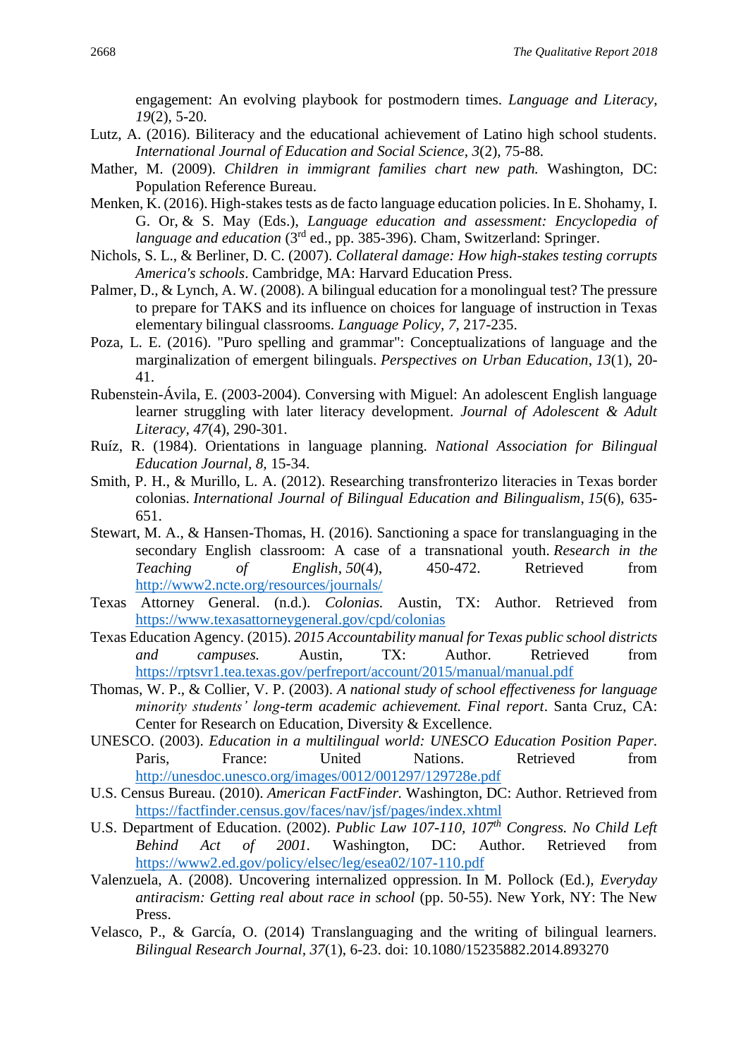engagement: An evolving playbook for postmodern times. *Language and Literacy, 19*(2), 5-20.

Lutz, A. (2016). Biliteracy and the educational achievement of Latino high school students. *International Journal of Education and Social Science*, *3*(2), 75-88.

Mather, M. (2009). *Children in immigrant families chart new path.* Washington, DC: Population Reference Bureau.

Menken, K. (2016). High-stakes tests as de facto language education policies. In E. Shohamy, I. G. Or, & S. May (Eds.), *Language education and assessment: Encyclopedia of language and education* (3rd ed., pp. 385-396). Cham, Switzerland: Springer.

Nichols, S. L., & Berliner, D. C. (2007). *Collateral damage: How high-stakes testing corrupts America's schools*. Cambridge, MA: Harvard Education Press.

Palmer, D., & Lynch, A. W. (2008). A bilingual education for a monolingual test? The pressure to prepare for TAKS and its influence on choices for language of instruction in Texas elementary bilingual classrooms. *Language Policy*, *7*, 217-235.

Poza, L. E. (2016). "Puro spelling and grammar": Conceptualizations of language and the marginalization of emergent bilinguals. *Perspectives on Urban Education*, *13*(1), 20-41.

Rubenstein-Ávila, E. (2003-2004). Conversing with Miguel: An adolescent English language learner struggling with later literacy development. *Journal of Adolescent & Adult Literacy*, *47*(4), 290-301.

Ruíz, R. (1984). Orientations in language planning. *National Association for Bilingual Education Journal*, *8*, 15-34.

Smith, P. H., & Murillo, L. A. (2012). Researching transfronterizo literacies in Texas border colonias. *International Journal of Bilingual Education and Bilingualism*, *15*(6), 635-651.

Stewart, M. A., & Hansen-Thomas, H. (2016). Sanctioning a space for translanguaging in the secondary English classroom: A case of a transnational youth. *Research in the Teaching of English*, *50*(4), 450-472. Retrieved from http://www2.ncte.org/resources/journals/

Texas Attorney General. (n.d.). *Colonias.* Austin, TX: Author. Retrieved from https://www.texasattorneygeneral.gov/cpd/colonias

Texas Education Agency. (2015). *2015 Accountability manual for Texas public school districts and campuses.* Austin, TX: Author. Retrieved from https://rptsvr1.tea.texas.gov/perfreport/account/2015/manual/manual.pdf

Thomas, W. P., & Collier, V. P. (2003). *A national study of school effectiveness for language minority students' long-term academic achievement. Final report*. Santa Cruz, CA: Center for Research on Education, Diversity & Excellence.

UNESCO. (2003). *Education in a multilingual world: UNESCO Education Position Paper.* Paris, France: United Nations. Retrieved from http://unesdoc.unesco.org/images/0012/001297/129728e.pdf

U.S. Census Bureau. (2010). *American FactFinder.* Washington, DC: Author. Retrieved from https://factfinder.census.gov/faces/nav/jsf/pages/index.xhtml

U.S. Department of Education. (2002). *Public Law 107-110, 107th Congress. No Child Left Behind Act of 2001.* Washington, DC: Author. Retrieved from https://www2.ed.gov/policy/elsec/leg/esea02/107-110.pdf

Valenzuela, A. (2008). Uncovering internalized oppression. In M. Pollock (Ed.), *Everyday antiracism: Getting real about race in school* (pp. 50-55). New York, NY: The New Press.

Velasco, P., & García, O. (2014) Translanguaging and the writing of bilingual learners. *Bilingual Research Journal, 37*(1), 6-23. doi: 10.1080/15235882.2014.893270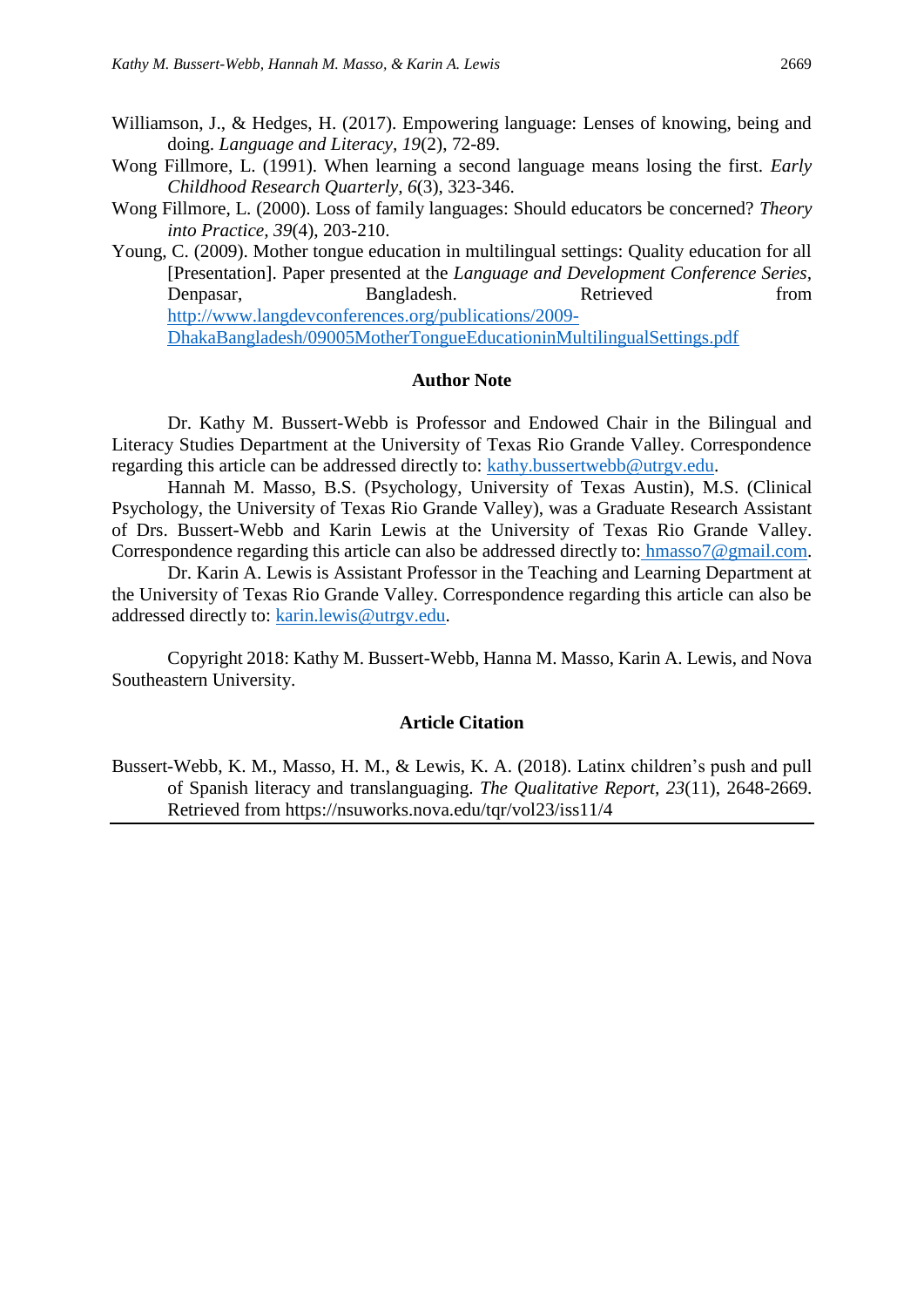Williamson, J., & Hedges, H. (2017). Empowering language: Lenses of knowing, being and doing. *Language and Literacy*, *19*(2), 72-89.

Wong Fillmore, L. (1991). When learning a second language means losing the first. *Early Childhood Research Quarterly*, *6*(3), 323-346.

Wong Fillmore, L. (2000). Loss of family languages: Should educators be concerned? *Theory into Practice*, *39*(4), 203-210.

Young, C. (2009). Mother tongue education in multilingual settings: Quality education for all [Presentation]. Paper presented at the *Language and Development Conference Series*, Denpasar, Bangladesh. Retrieved from http://www.langdevconferences.org/publications/2009-DhakaBangladesh/09005MotherTongueEducationinMultilingualSettings.pdf

## Author Note

Dr. Kathy M. Bussert-Webb is Professor and Endowed Chair in the Bilingual and Literacy Studies Department at the University of Texas Rio Grande Valley. Correspondence regarding this article can be addressed directly to: kathy.bussertwebb@utrgv.edu.

Hannah M. Masso, B.S. (Psychology, University of Texas Austin), M.S. (Clinical Psychology, the University of Texas Rio Grande Valley), was a Graduate Research Assistant of Drs. Bussert-Webb and Karin Lewis at the University of Texas Rio Grande Valley. Correspondence regarding this article can also be addressed directly to: hmasso7@gmail.com.

Dr. Karin A. Lewis is Assistant Professor in the Teaching and Learning Department at the University of Texas Rio Grande Valley. Correspondence regarding this article can also be addressed directly to: karin.lewis@utrgv.edu.

Copyright 2018: Kathy M. Bussert-Webb, Hanna M. Masso, Karin A. Lewis, and Nova Southeastern University.

## Article Citation

Bussert-Webb, K. M., Masso, H. M., & Lewis, K. A. (2018). Latinx children's push and pull of Spanish literacy and translanguaging. *The Qualitative Report*, *23*(11), 2648-2669. Retrieved from https://nsuworks.nova.edu/tqr/vol23/iss11/4